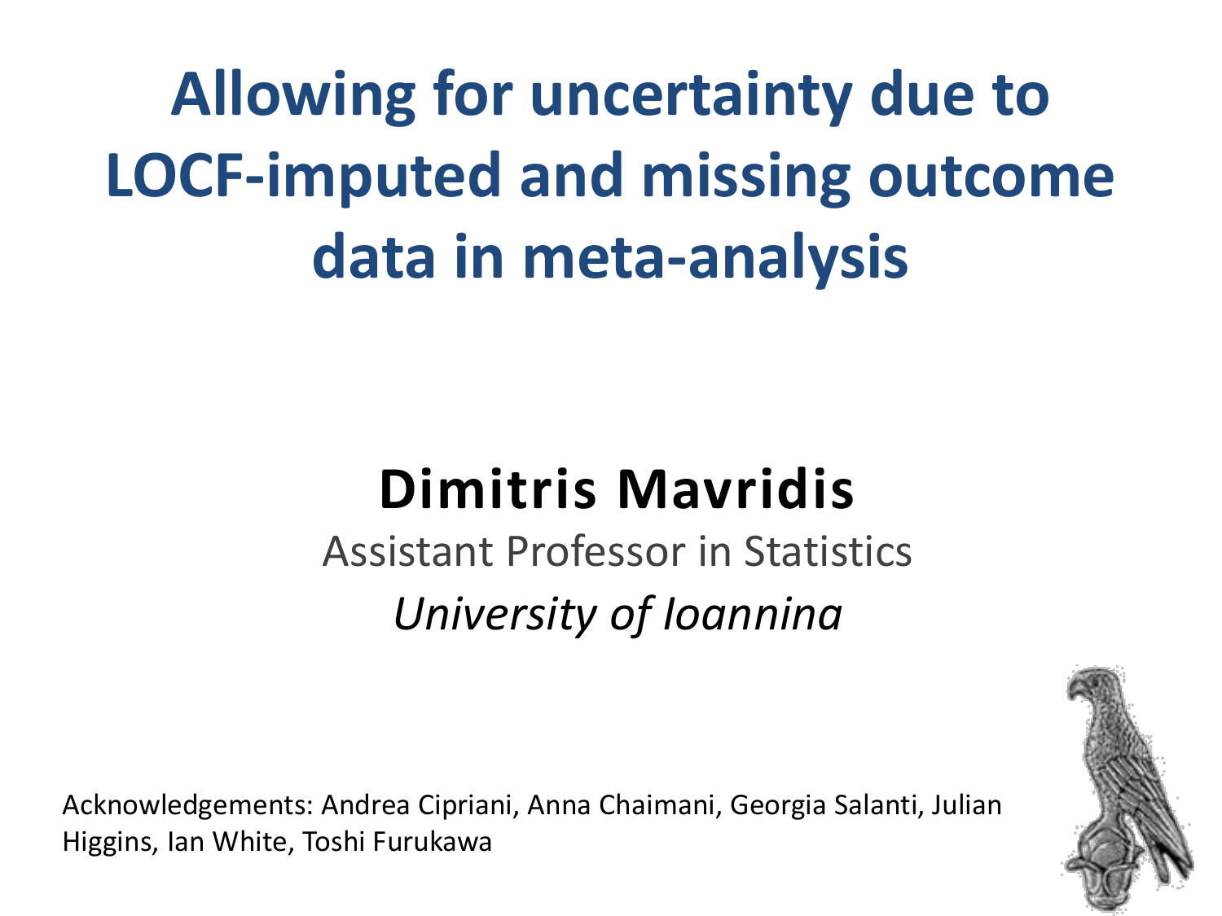# Allowing for uncertainty due to LOCF-imputed and missing outcome data in meta-analysis

**Dimitris Mavridis**

Assistant Professor in Statistics

*University of Ioannina*

Acknowledgements: Andrea Cipriani, Anna Chaimani, Georgia Salanti, Julian Higgins, Ian White, Toshi Furukawa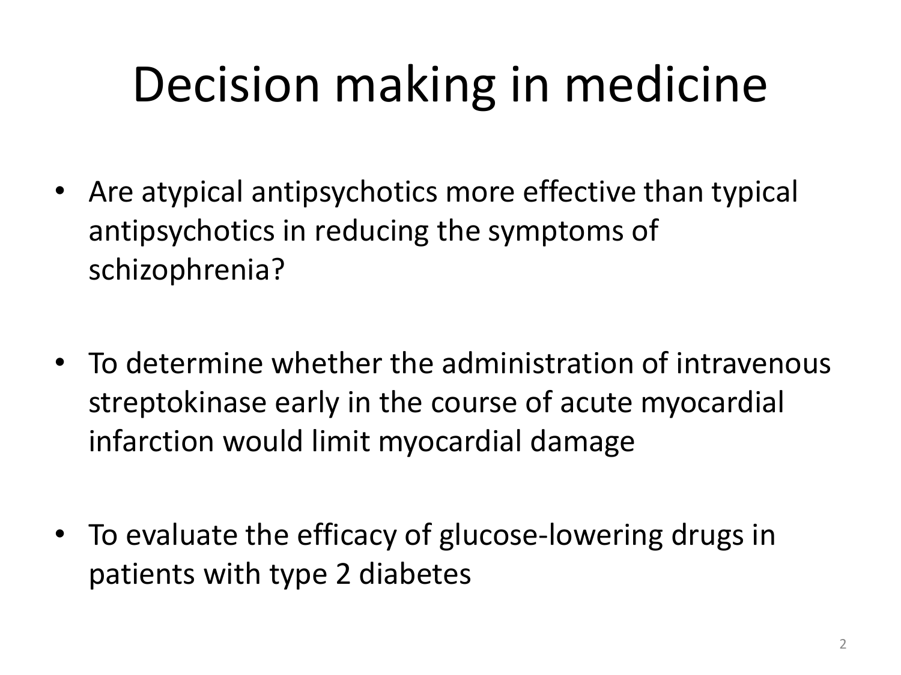# Decision making in medicine

- Are atypical antipsychotics more effective than typical antipsychotics in reducing the symptoms of schizophrenia?
- To determine whether the administration of intravenous streptokinase early in the course of acute myocardial infarction would limit myocardial damage
- To evaluate the efficacy of glucose-lowering drugs in patients with type 2 diabetes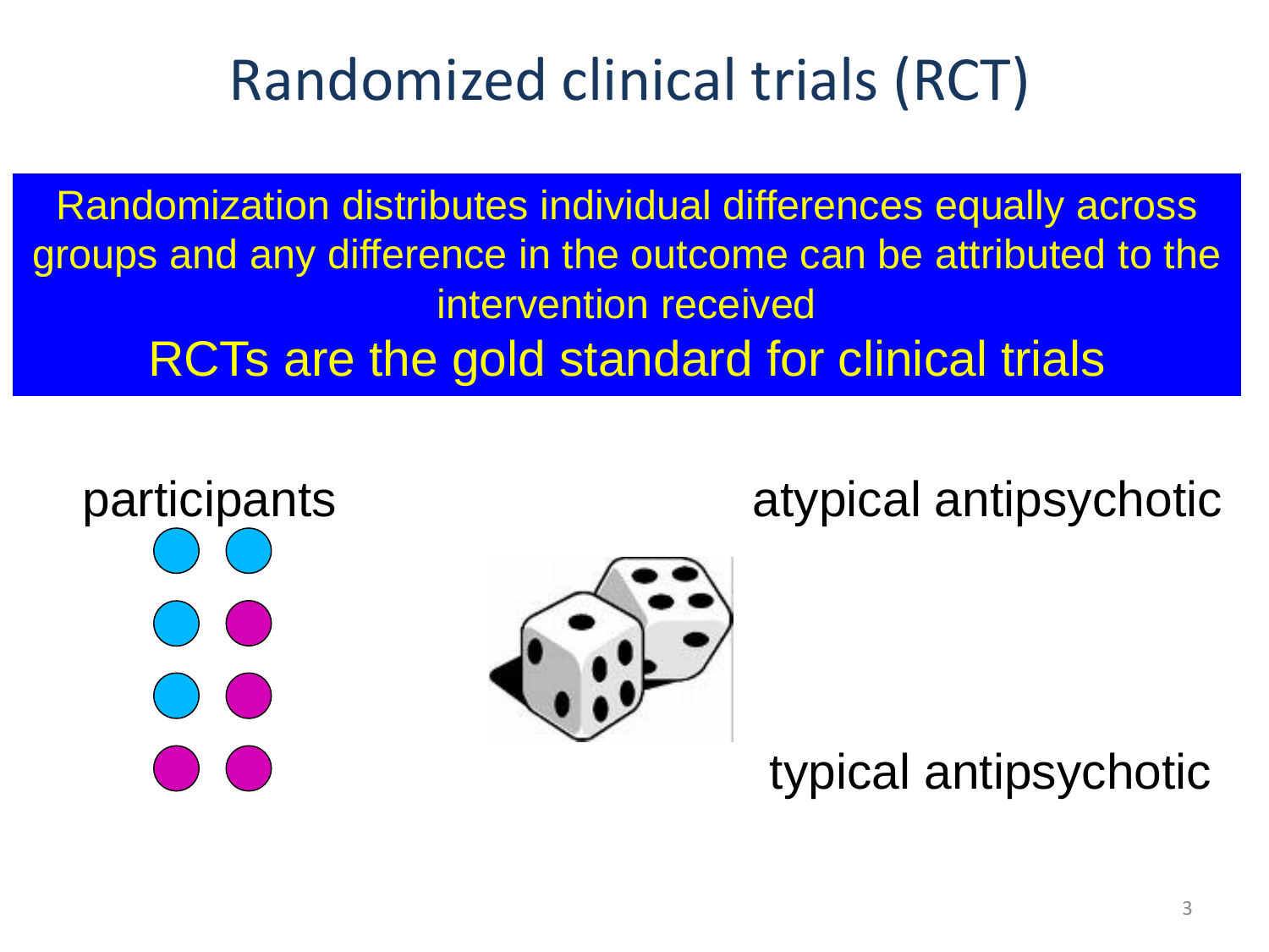# Randomized clinical trials (RCT)

Randomization distributes individual differences equally across groups and any difference in the outcome can be attributed to the intervention received

RCTs are the gold standard for clinical trials

participants

atypical antipsychotic

typical antipsychotic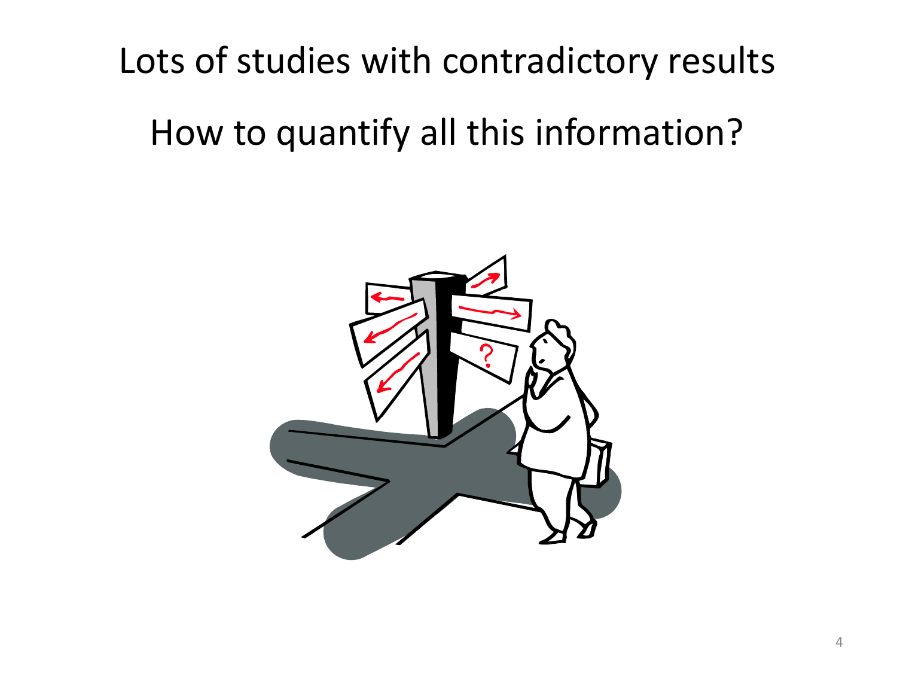Lots of studies with contradictory results

How to quantify all this information?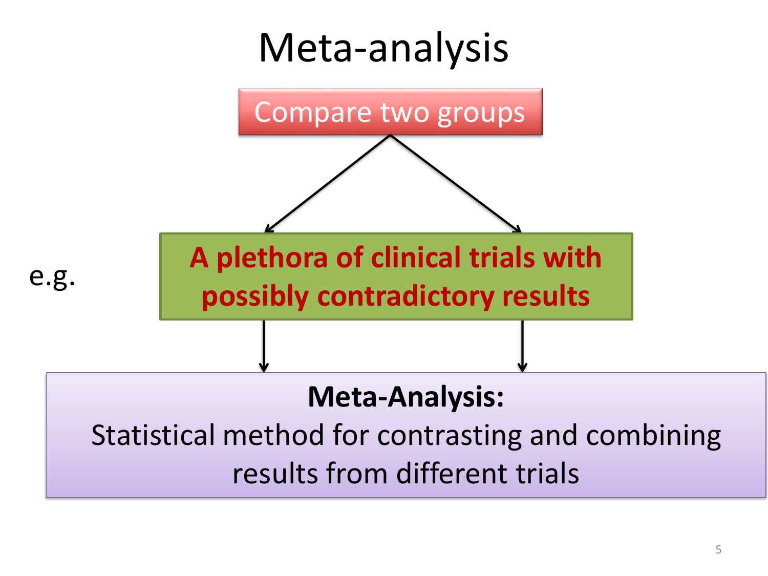# Meta-analysis

Compare two groups

e.g.

**A plethora of clinical trials with possibly contradictory results**

**Meta-Analysis:**

Statistical method for contrasting and combining results from different trials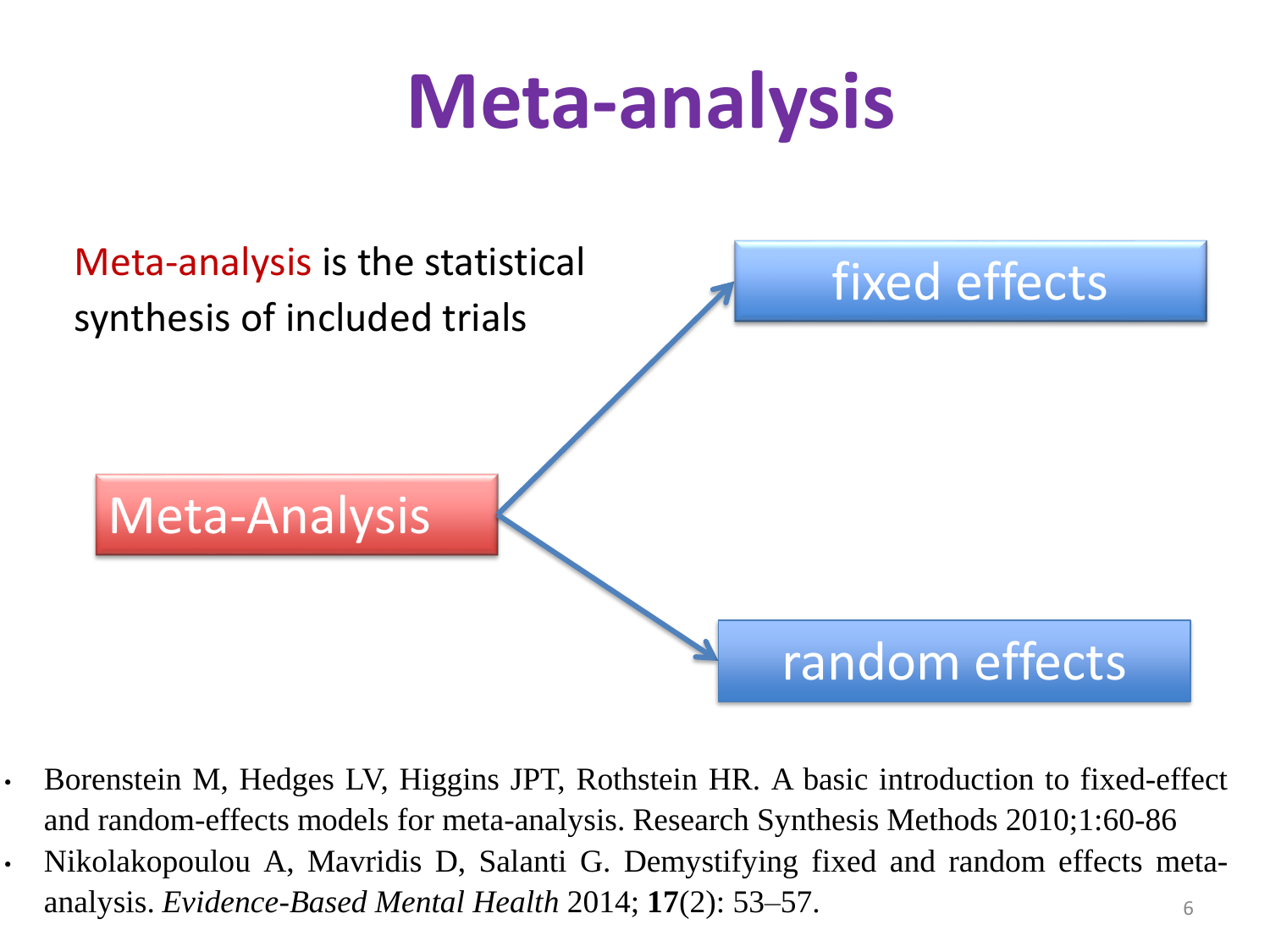# Meta-analysis

Meta-analysis is the statistical synthesis of included trials

Meta-Analysis → fixed effects

Meta-Analysis → random effects

- Borenstein M, Hedges LV, Higgins JPT, Rothstein HR. A basic introduction to fixed-effect and random-effects models for meta-analysis. Research Synthesis Methods 2010;1:60-86
- Nikolakopoulou A, Mavridis D, Salanti G. Demystifying fixed and random effects meta-analysis. *Evidence-Based Mental Health* 2014; **17**(2): 53–57.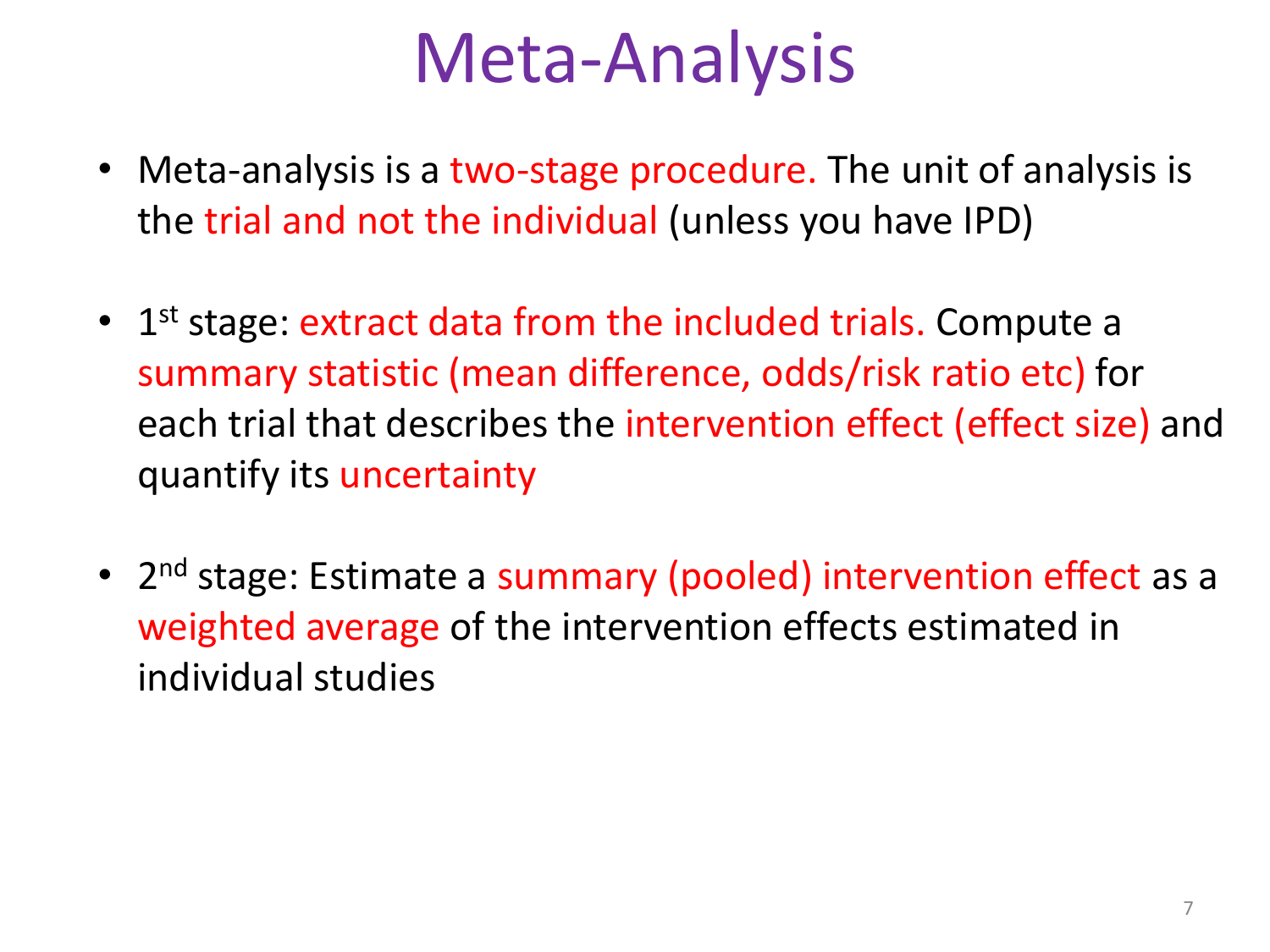# Meta-Analysis

- Meta-analysis is a two-stage procedure. The unit of analysis is the trial and not the individual (unless you have IPD)

- 1st stage: extract data from the included trials. Compute a summary statistic (mean difference, odds/risk ratio etc) for each trial that describes the intervention effect (effect size) and quantify its uncertainty

- 2nd stage: Estimate a summary (pooled) intervention effect as a weighted average of the intervention effects estimated in individual studies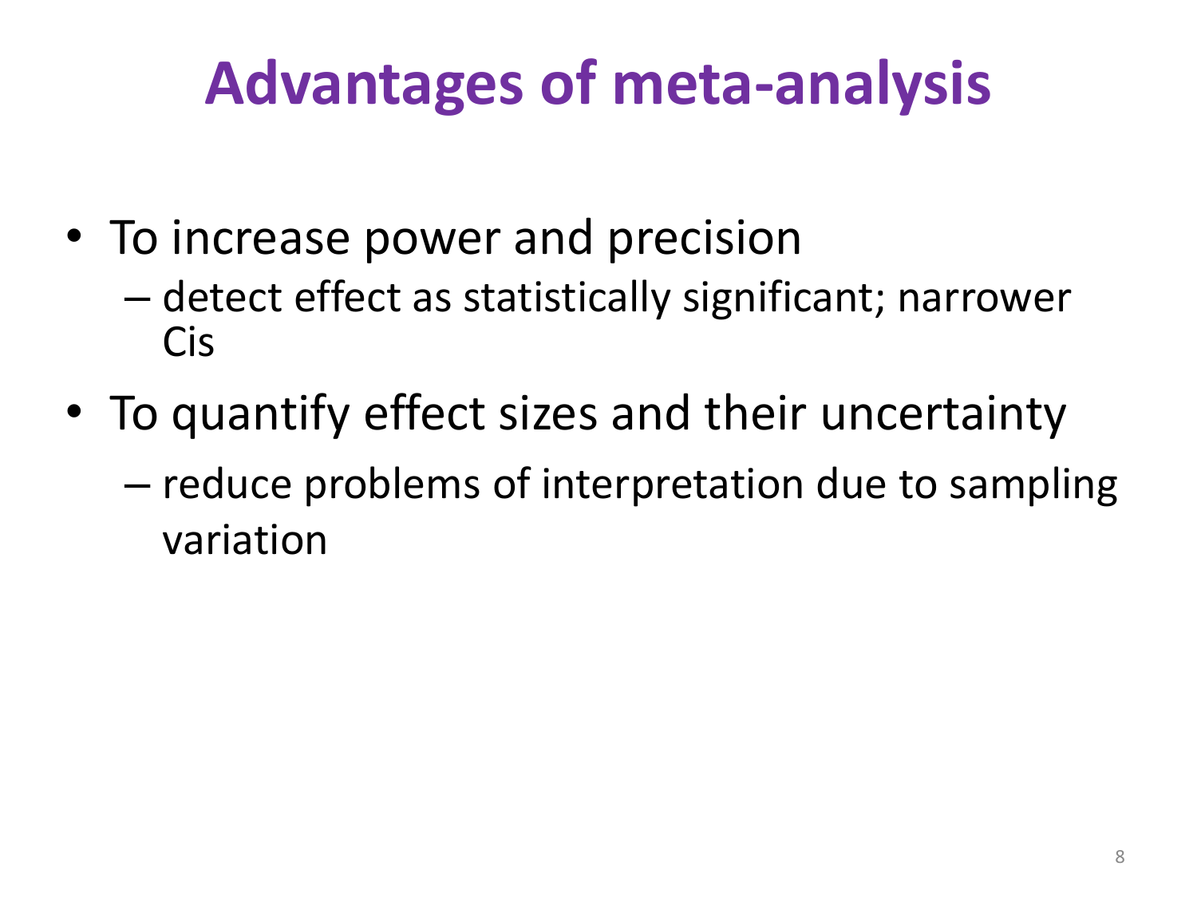# Advantages of meta-analysis

- To increase power and precision
  - detect effect as statistically significant; narrower Cis
- To quantify effect sizes and their uncertainty
  - reduce problems of interpretation due to sampling variation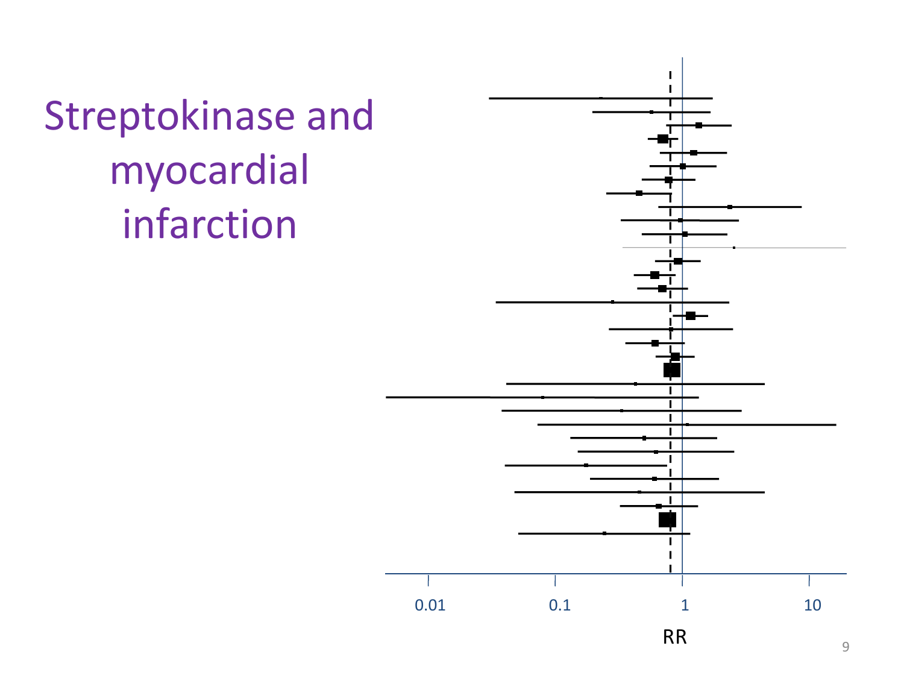# Streptokinase and myocardial infarction

0.01 0.1 1 10

RR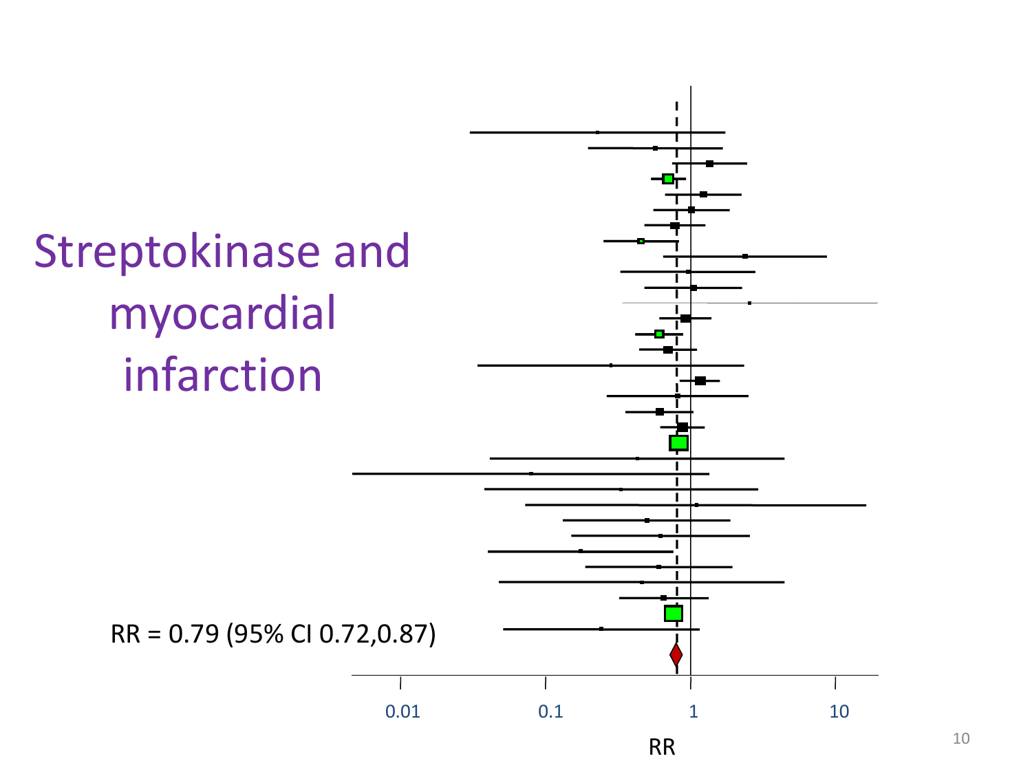# Streptokinase and myocardial infarction

RR = 0.79 (95% CI 0.72,0.87)

0.01 0.1 1 10

RR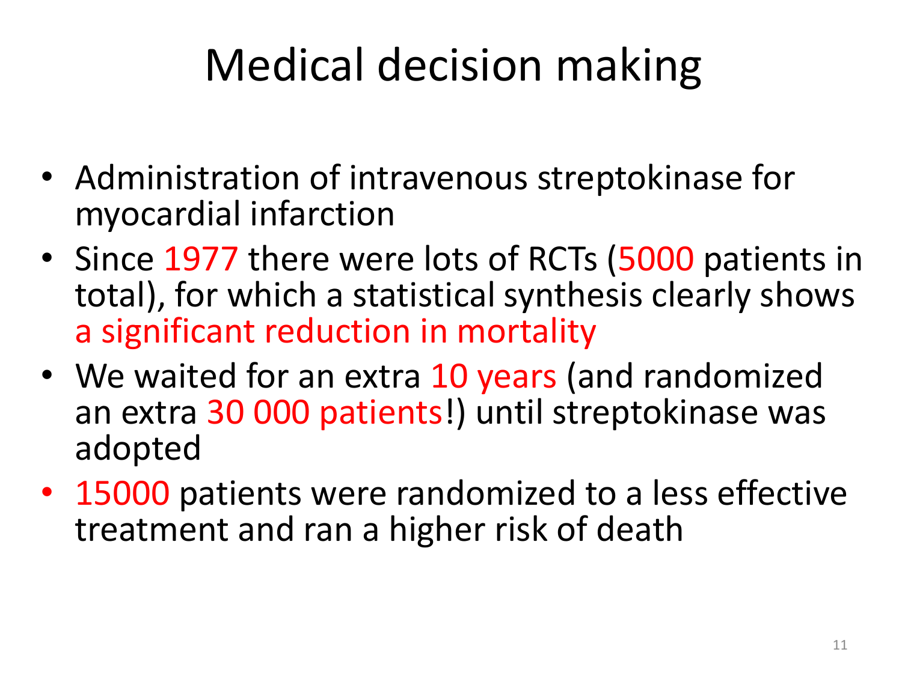# Medical decision making

- Administration of intravenous streptokinase for myocardial infarction
- Since 1977 there were lots of RCTs (5000 patients in total), for which a statistical synthesis clearly shows a significant reduction in mortality
- We waited for an extra 10 years (and randomized an extra 30 000 patients!) until streptokinase was adopted
- 15000 patients were randomized to a less effective treatment and ran a higher risk of death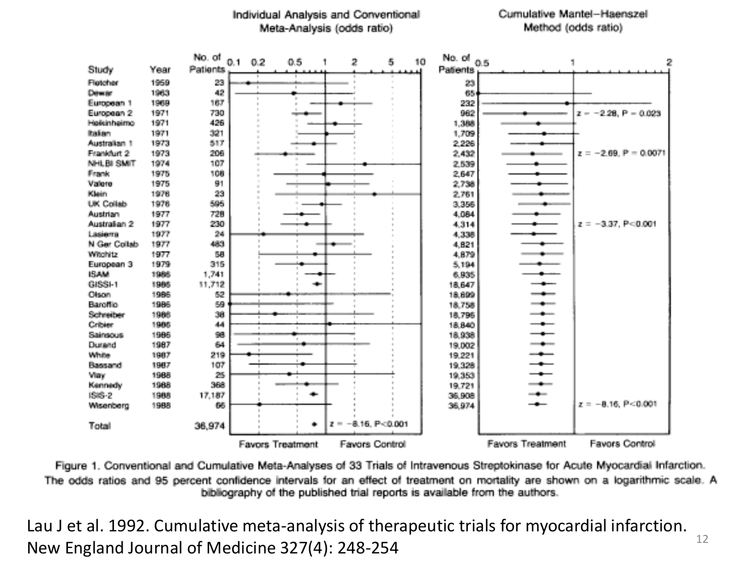| Study | Year | No. of Patients | No. of Patients (cumulative) |
|---|---|---|---|
| Fletcher | 1959 | 23 | 23 |
| Dewar | 1963 | 42 | 65 |
| European 1 | 1969 | 167 | 232 |
| European 2 | 1971 | 730 | 962 |
| Heikinheimo | 1971 | 426 | 1,388 |
| Italian | 1971 | 321 | 1,709 |
| Australian 1 | 1973 | 517 | 2,226 |
| Frankfurt 2 | 1973 | 206 | 2,432 |
| NHLBI SMIT | 1974 | 107 | 2,539 |
| Frank | 1975 | 108 | 2,647 |
| Valere | 1975 | 91 | 2,738 |
| Klein | 1976 | 23 | 2,761 |
| UK Collab | 1976 | 595 | 3,356 |
| Austrian | 1977 | 728 | 4,084 |
| Australian 2 | 1977 | 230 | 4,314 |
| Lasierra | 1977 | 24 | 4,338 |
| N Ger Collab | 1977 | 483 | 4,821 |
| Witchitz | 1977 | 58 | 4,879 |
| European 3 | 1979 | 315 | 5,194 |
| ISAM | 1986 | 1,741 | 6,935 |
| GISSI-1 | 1986 | 11,712 | 18,647 |
| Olson | 1986 | 52 | 18,699 |
| Baroffio | 1986 | 59 | 18,758 |
| Schreiber | 1986 | 38 | 18,796 |
| Cribier | 1986 | 44 | 18,840 |
| Sainsous | 1986 | 98 | 18,938 |
| Durand | 1987 | 64 | 19,002 |
| White | 1987 | 219 | 19,221 |
| Bassand | 1987 | 107 | 19,328 |
| Vlay | 1988 | 25 | 19,353 |
| Kennedy | 1988 | 368 | 19,721 |
| ISIS-2 | 1988 | 17,187 | 36,908 |
| Wisenberg | 1988 | 66 | 36,974 |
| Total | | 36,974 | |

Left panel: Individual Analysis and Conventional Meta-Analysis (odds ratio); Total: $z = -8.16$, $P < 0.001$. Favors Treatment / Favors Control.

Right panel: Cumulative Mantel–Haenszel Method (odds ratio); $z = -2.28$, $P = 0.023$ (at 962 patients); $z = -2.69$, $P = 0.0071$ (at 2,432); $z = -3.37$, $P < 0.001$ (at 4,314); $z = -8.16$, $P < 0.001$ (at 36,974). Favors Treatment / Favors Control.

Figure 1. Conventional and Cumulative Meta-Analyses of 33 Trials of Intravenous Streptokinase for Acute Myocardial Infarction. The odds ratios and 95 percent confidence intervals for an effect of treatment on mortality are shown on a logarithmic scale. A bibliography of the published trial reports is available from the authors.

Lau J et al. 1992. Cumulative meta-analysis of therapeutic trials for myocardial infarction. New England Journal of Medicine 327(4): 248-254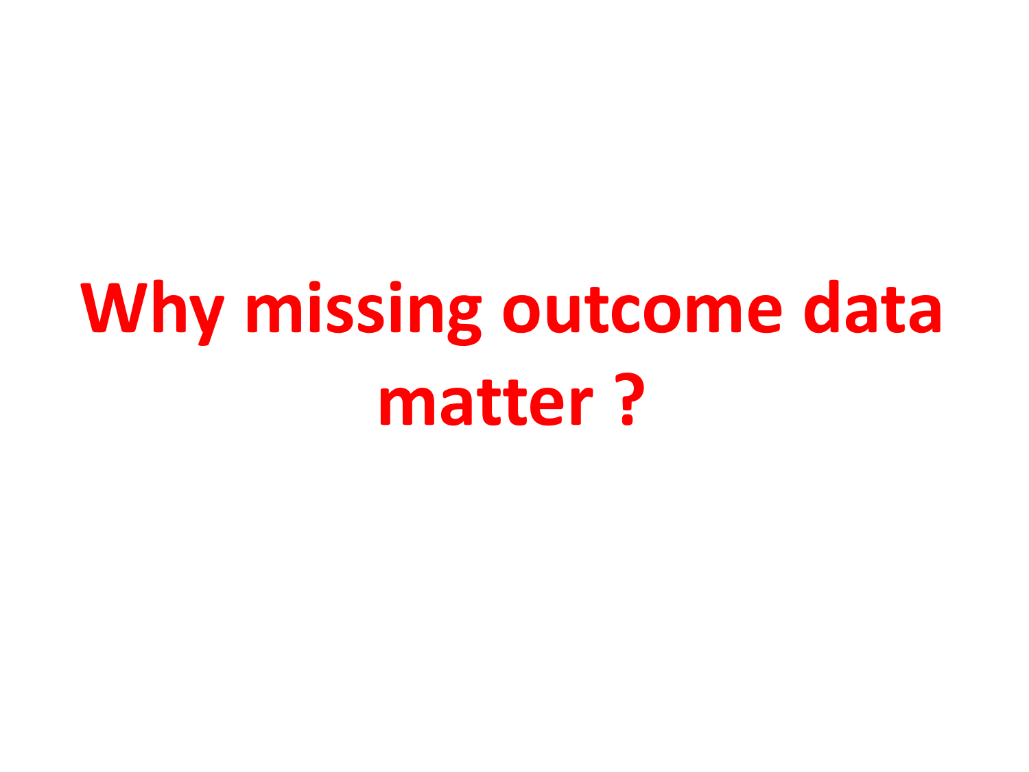# Why missing outcome data matter ?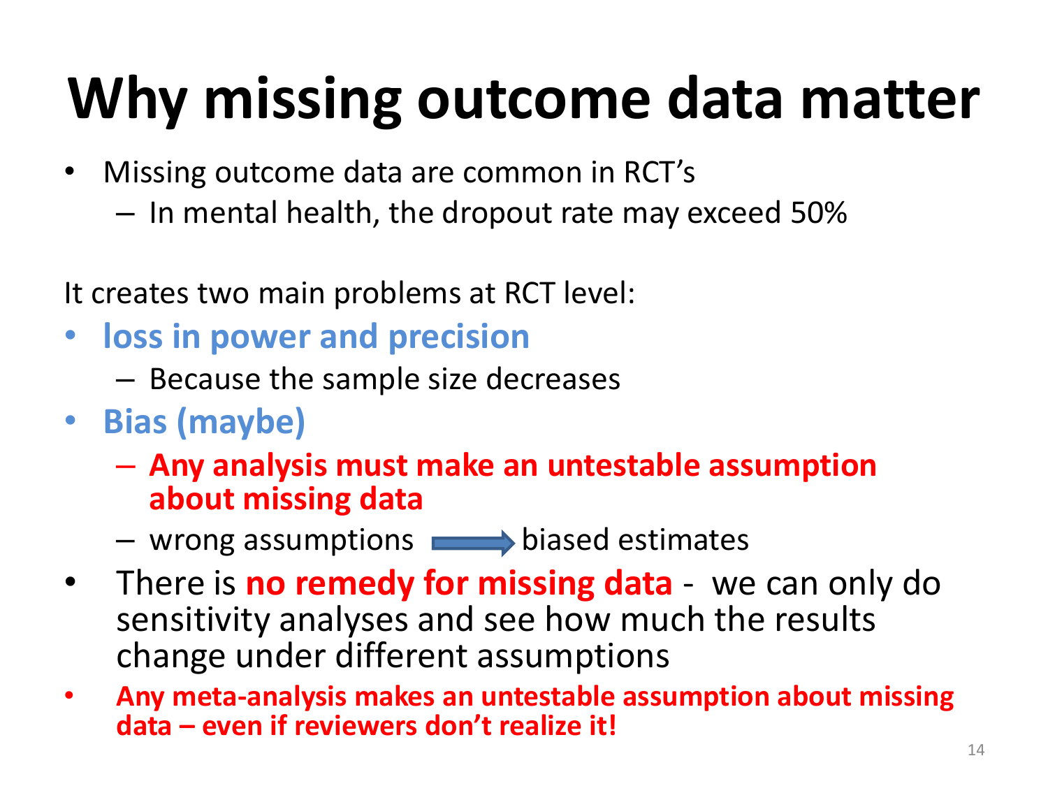# Why missing outcome data matter

- Missing outcome data are common in RCT's
  - In mental health, the dropout rate may exceed 50%

It creates two main problems at RCT level:

- **loss in power and precision**
  - Because the sample size decreases
- **Bias (maybe)**
  - **Any analysis must make an untestable assumption about missing data**
  - wrong assumptions → biased estimates
- There is **no remedy for missing data** - we can only do sensitivity analyses and see how much the results change under different assumptions
- **Any meta-analysis makes an untestable assumption about missing data – even if reviewers don't realize it!**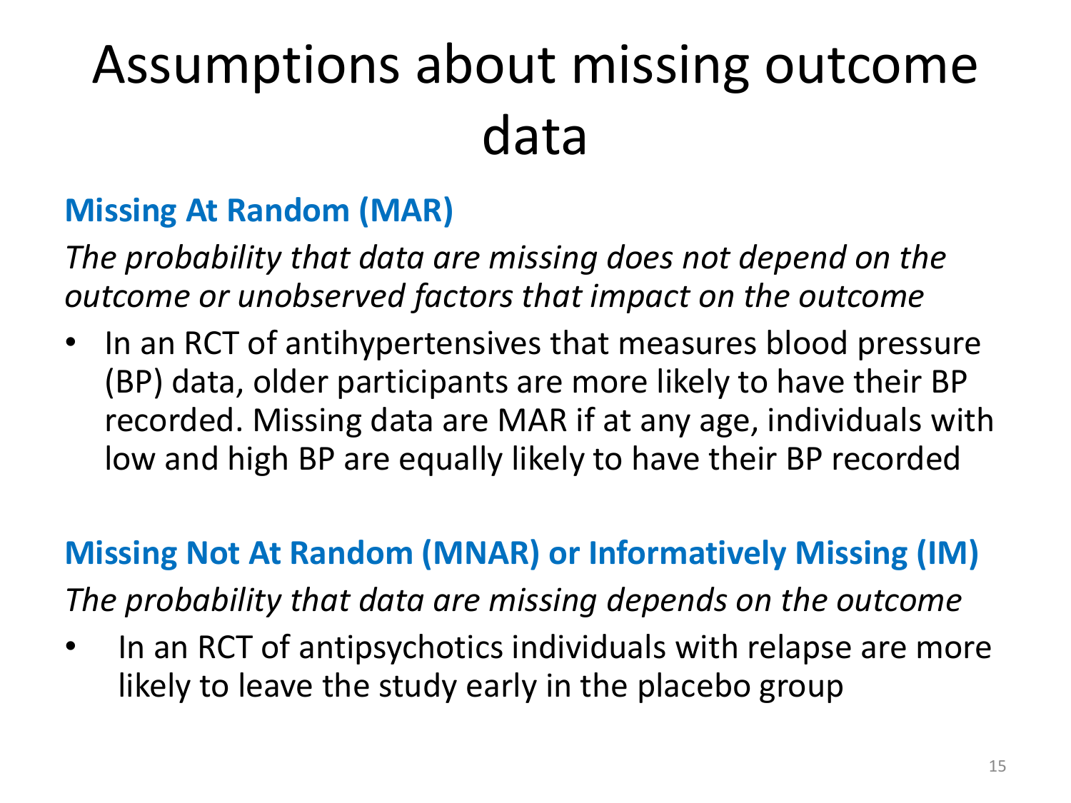# Assumptions about missing outcome data

## Missing At Random (MAR)

*The probability that data are missing does not depend on the outcome or unobserved factors that impact on the outcome*

- In an RCT of antihypertensives that measures blood pressure (BP) data, older participants are more likely to have their BP recorded. Missing data are MAR if at any age, individuals with low and high BP are equally likely to have their BP recorded

## Missing Not At Random (MNAR) or Informatively Missing (IM)

*The probability that data are missing depends on the outcome*

- In an RCT of antipsychotics individuals with relapse are more likely to leave the study early in the placebo group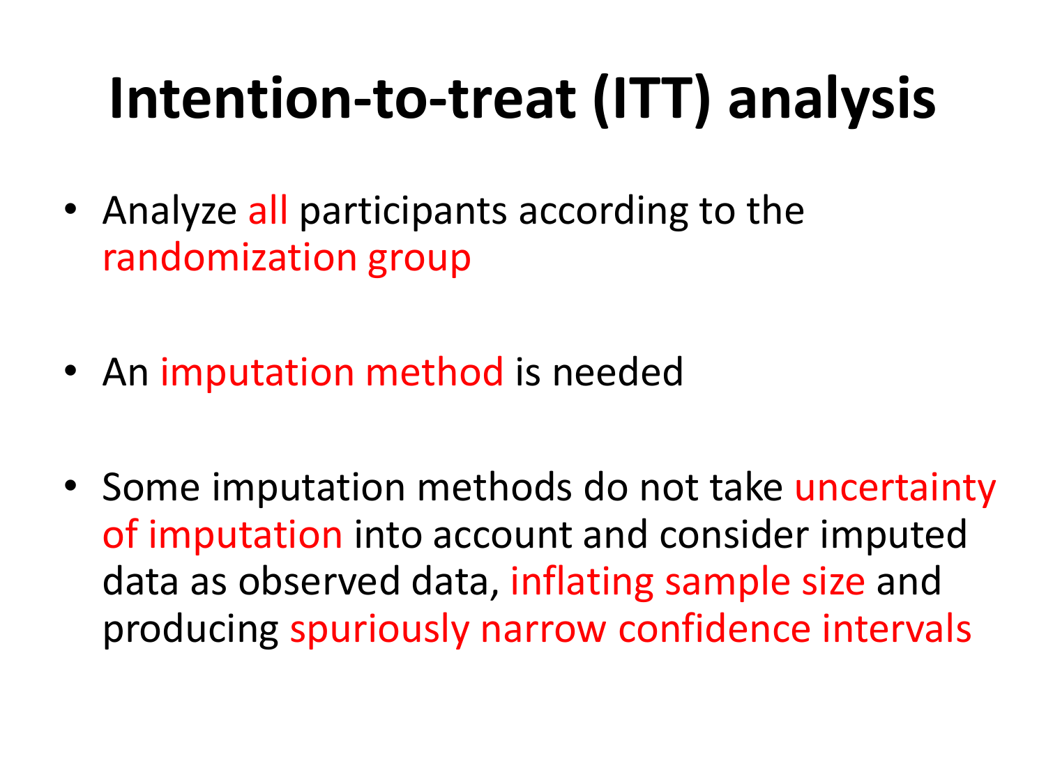# Intention-to-treat (ITT) analysis

- Analyze all participants according to the randomization group
- An imputation method is needed
- Some imputation methods do not take uncertainty of imputation into account and consider imputed data as observed data, inflating sample size and producing spuriously narrow confidence intervals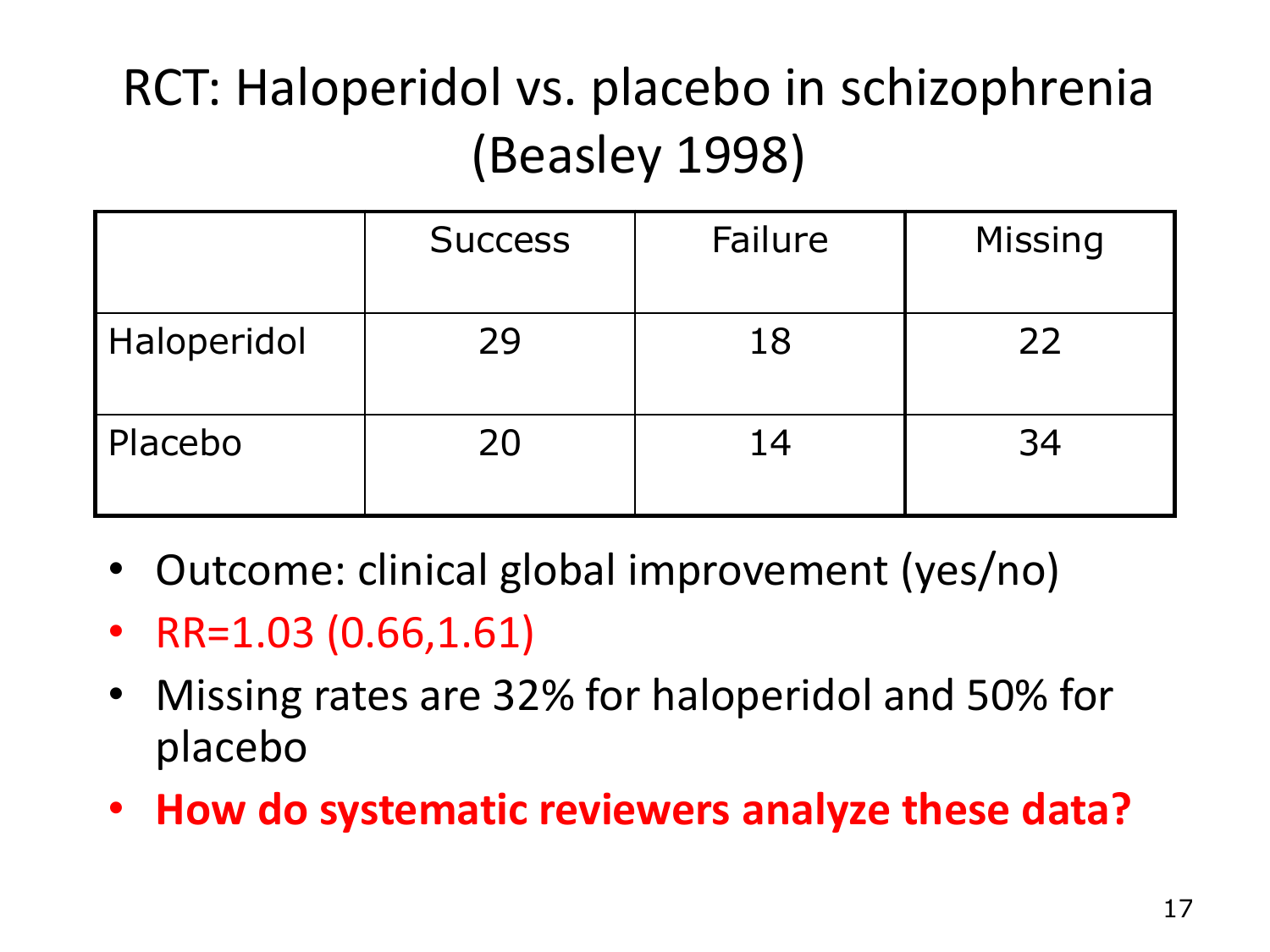# RCT: Haloperidol vs. placebo in schizophrenia (Beasley 1998)

| | Success | Failure | Missing |
|---|---|---|---|
| Haloperidol | 29 | 18 | 22 |
| Placebo | 20 | 14 | 34 |

- Outcome: clinical global improvement (yes/no)
- RR=1.03 (0.66,1.61)
- Missing rates are 32% for haloperidol and 50% for placebo
- **How do systematic reviewers analyze these data?**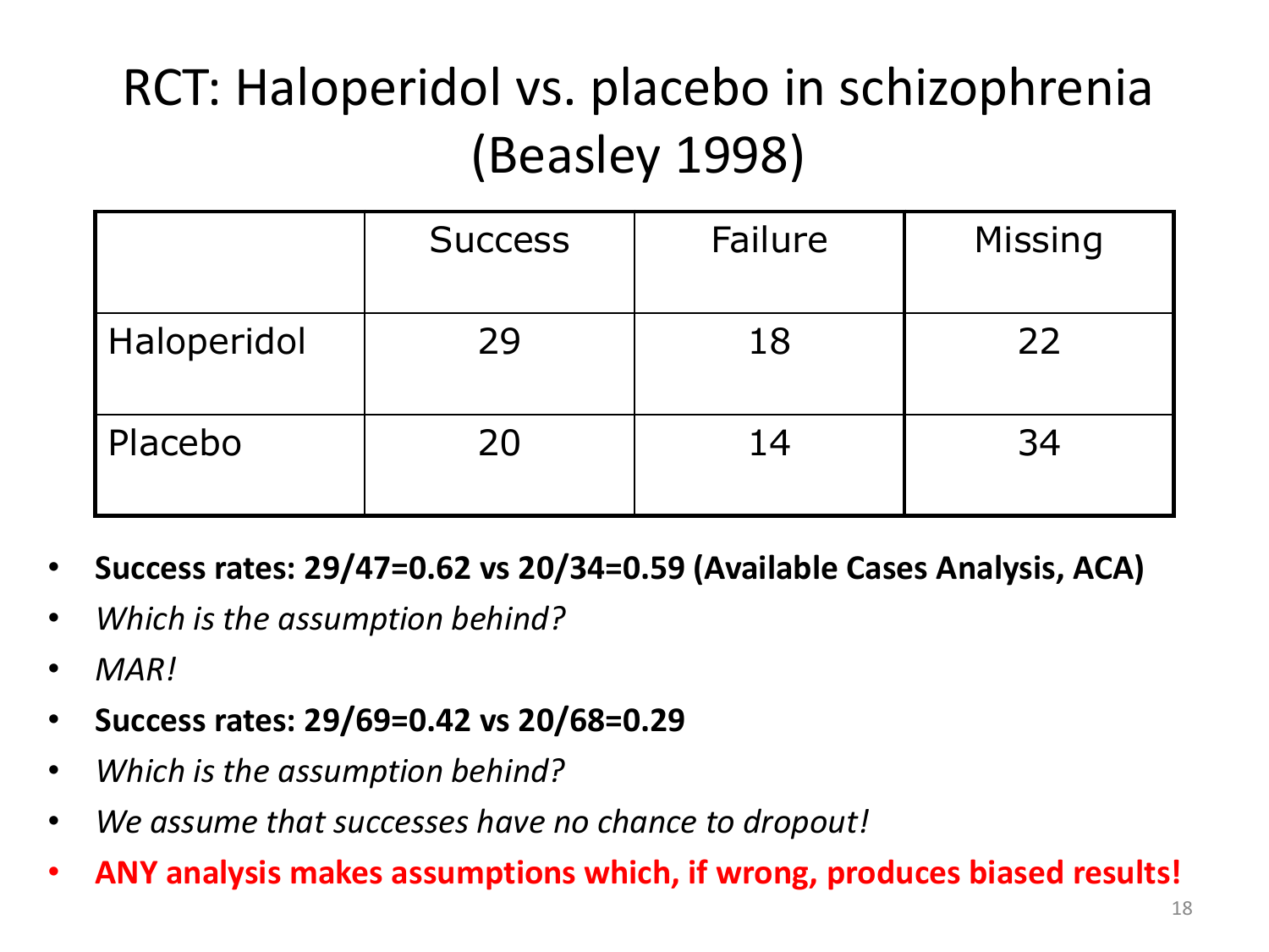# RCT: Haloperidol vs. placebo in schizophrenia (Beasley 1998)

| | Success | Failure | Missing |
|---|---|---|---|
| Haloperidol | 29 | 18 | 22 |
| Placebo | 20 | 14 | 34 |

- **Success rates: 29/47=0.62 vs 20/34=0.59 (Available Cases Analysis, ACA)**
- *Which is the assumption behind?*
- *MAR!*
- **Success rates: 29/69=0.42 vs 20/68=0.29**
- *Which is the assumption behind?*
- *We assume that successes have no chance to dropout!*
- **ANY analysis makes assumptions which, if wrong, produces biased results!**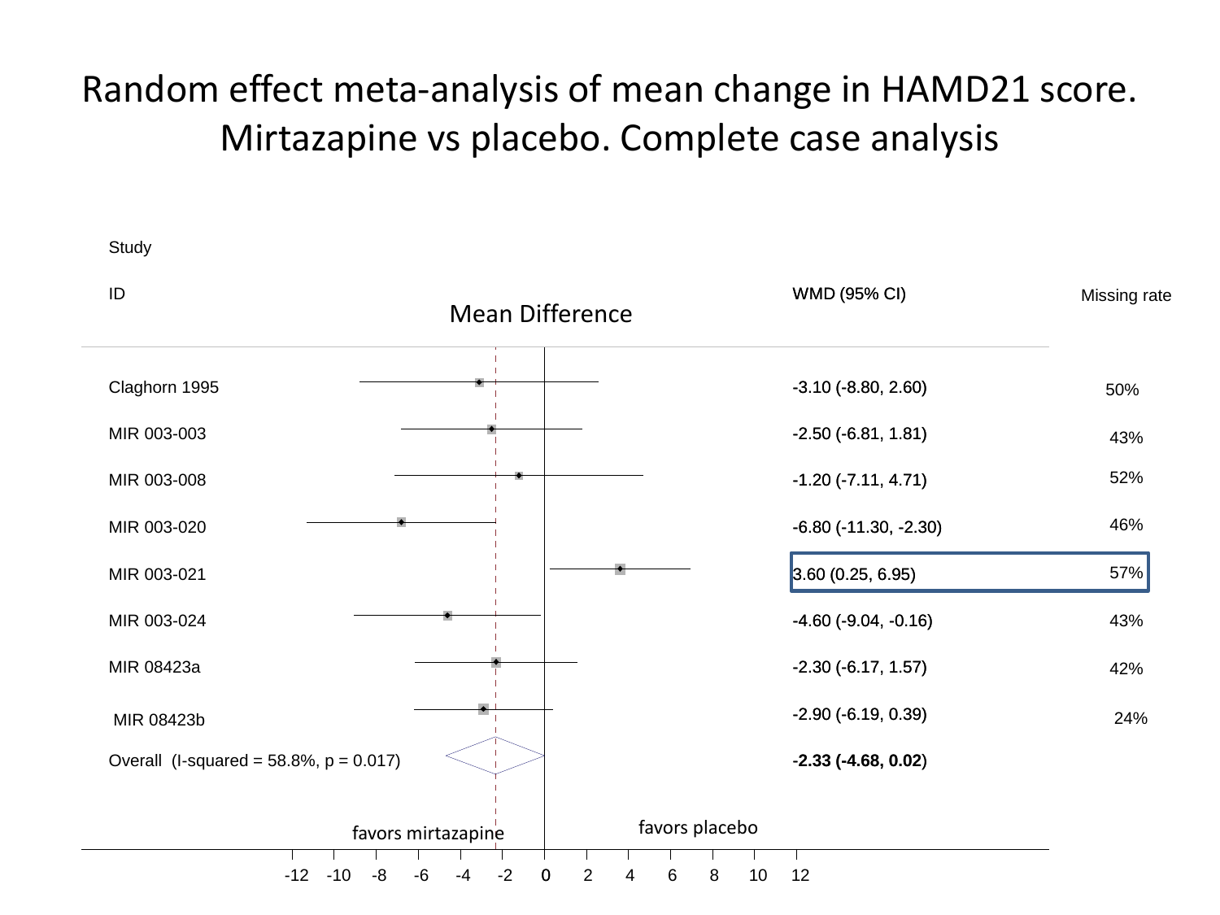# Random effect meta-analysis of mean change in HAMD21 score. Mirtazapine vs placebo. Complete case analysis

| Study ID | WMD (95% CI) | Missing rate |
|---|---|---|
| Claghorn 1995 | -3.10 (-8.80, 2.60) | 50% |
| MIR 003-003 | -2.50 (-6.81, 1.81) | 43% |
| MIR 003-008 | -1.20 (-7.11, 4.71) | 52% |
| MIR 003-020 | -6.80 (-11.30, -2.30) | 46% |
| MIR 003-021 | 3.60 (0.25, 6.95) | 57% |
| MIR 003-024 | -4.60 (-9.04, -0.16) | 43% |
| MIR 08423a | -2.30 (-6.17, 1.57) | 42% |
| MIR 08423b | -2.90 (-6.19, 0.39) | 24% |
| Overall (I-squared = 58.8%, p = 0.017) | **-2.33 (-4.68, 0.02)** | |

Mean Difference

favors mirtazapine — favors placebo

-12 -10 -8 -6 -4 -2 0 2 4 6 8 10 12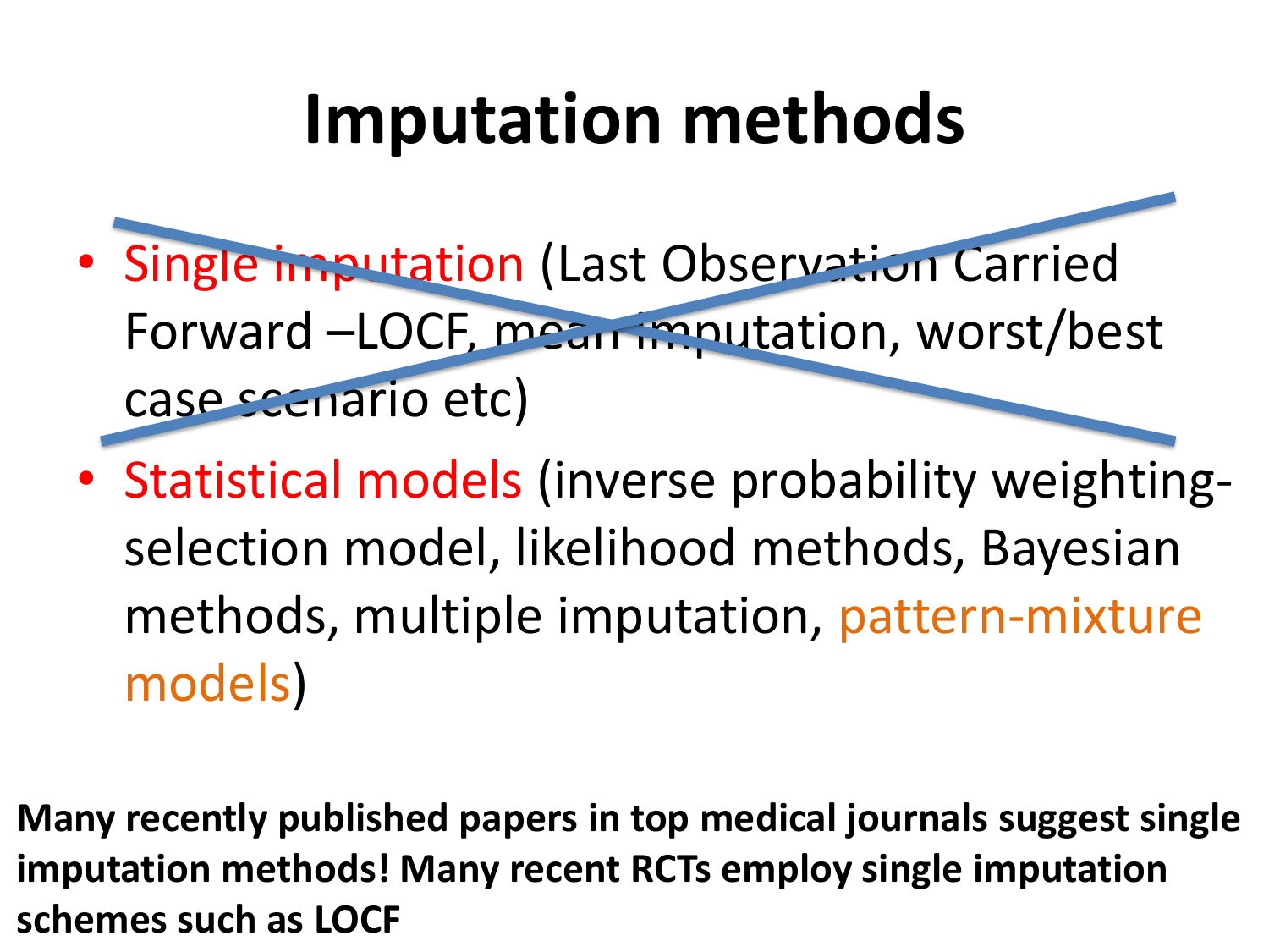# Imputation methods

- ~~Single imputation (Last Observation Carried Forward –LOCF, mean imputation, worst/best case scenario etc)~~
- Statistical models (inverse probability weighting-selection model, likelihood methods, Bayesian methods, multiple imputation, pattern-mixture models)

**Many recently published papers in top medical journals suggest single imputation methods! Many recent RCTs employ single imputation schemes such as LOCF**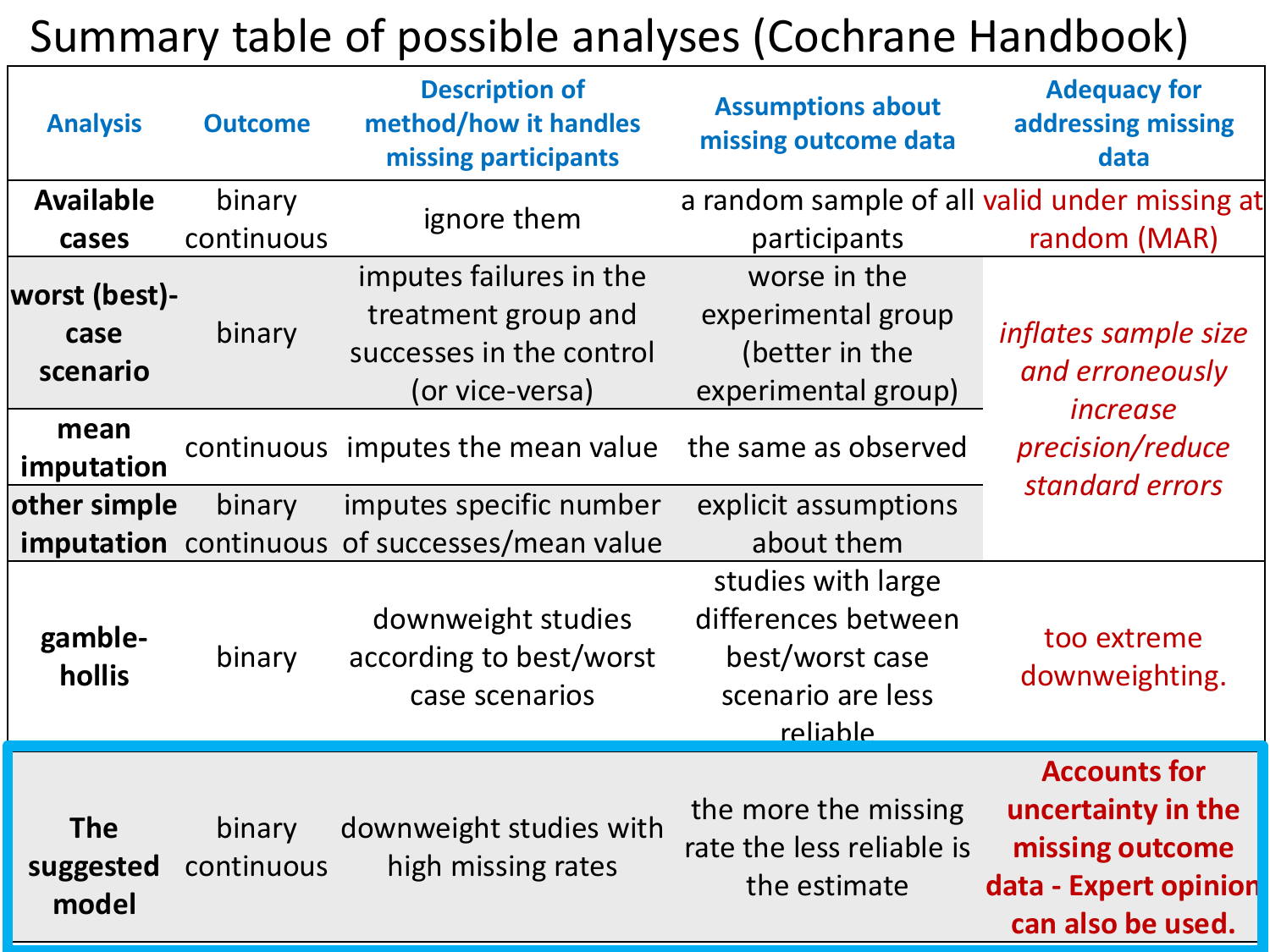# Summary table of possible analyses (Cochrane Handbook)

| Analysis | Outcome | Description of method/how it handles missing participants | Assumptions about missing outcome data | Adequacy for addressing missing data |
|---|---|---|---|---|
| **Available cases** | binary continuous | ignore them | a random sample of all participants | valid under missing at random (MAR) |
| **worst (best)-case scenario** | binary | imputes failures in the treatment group and successes in the control (or vice-versa) | worse in the experimental group (better in the experimental group) | *inflates sample size and erroneously increase precision/reduce standard errors* |
| **mean imputation** | continuous | imputes the mean value | the same as observed | |
| **other simple imputation** | binary continuous | imputes specific number of successes/mean value | explicit assumptions about them | |
| **gamble-hollis** | binary | downweight studies according to best/worst case scenarios | studies with large differences between best/worst case scenario are less reliable | too extreme downweighting. |
| **The suggested model** | binary continuous | downweight studies with high missing rates | the more the missing rate the less reliable is the estimate | **Accounts for uncertainty in the missing outcome data - Expert opinion can also be used.** |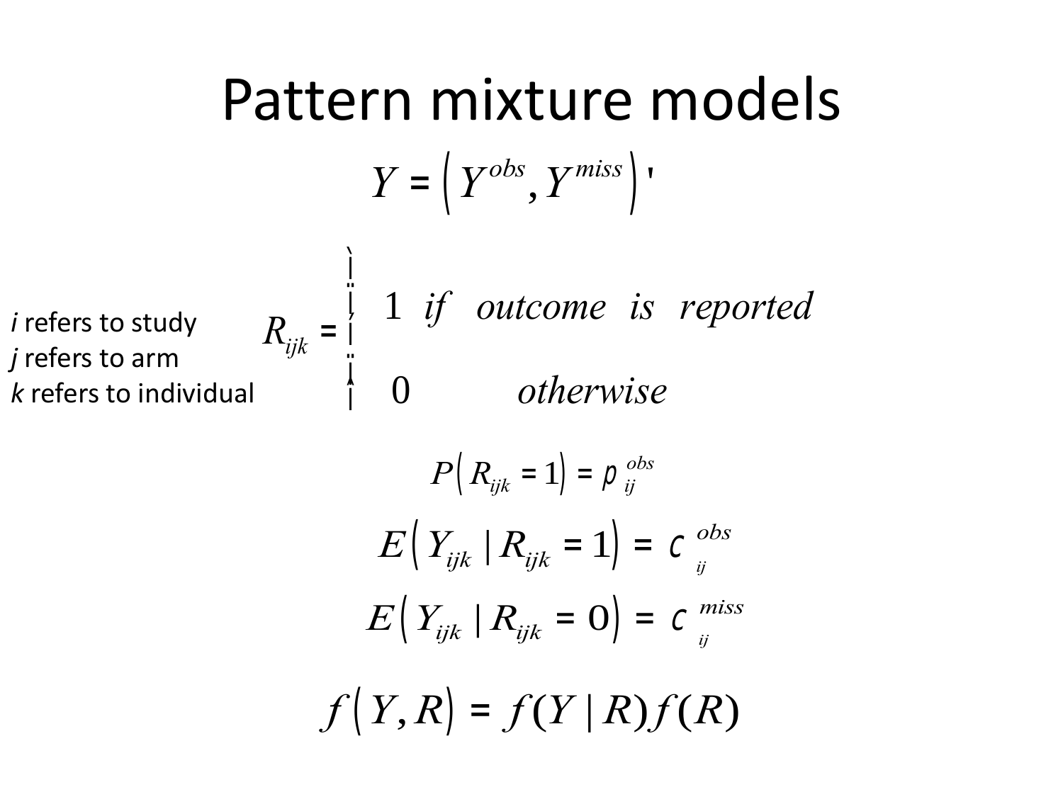# Pattern mixture models

$$Y = \left(Y^{obs}, Y^{miss}\right)'$$

*i* refers to study
*j* refers to arm
*k* refers to individual

$$R_{ijk} = \begin{cases} 1 & if \quad outcome \quad is \quad reported \\ 0 & otherwise \end{cases}$$

$$P\left(R_{ijk} = 1\right) = \pi_{ij}^{obs}$$

$$E\left(Y_{ijk} \mid R_{ijk} = 1\right) = \mu_{ij}^{obs}$$

$$E\left(Y_{ijk} \mid R_{ijk} = 0\right) = \mu_{ij}^{miss}$$

$$f\left(Y, R\right) = f(Y \mid R) f(R)$$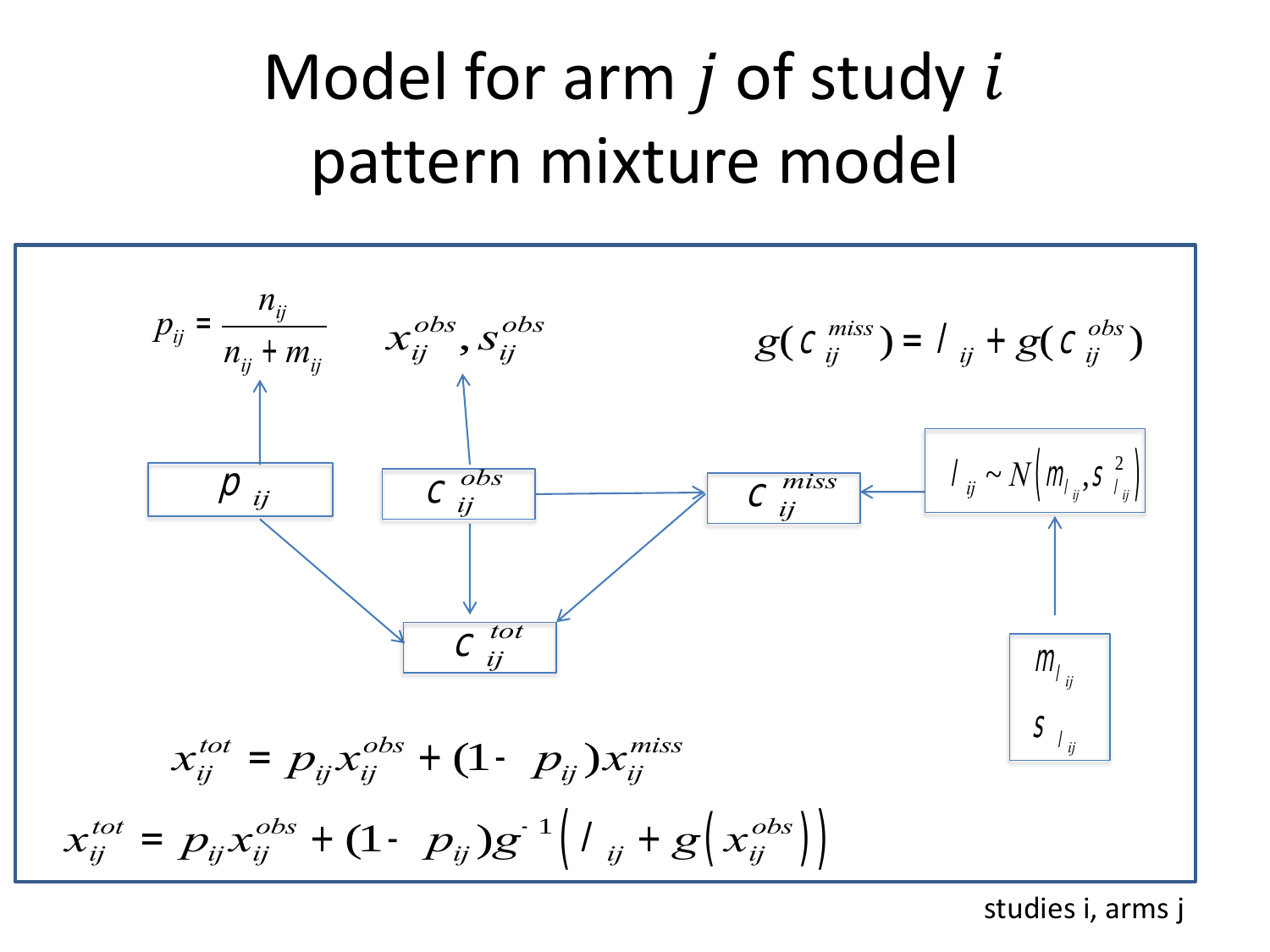# Model for arm $j$ of study $i$ pattern mixture model

$$p_{ij} = \frac{n_{ij}}{n_{ij} + m_{ij}}$$

$$x_{ij}^{obs}, s_{ij}^{obs}$$

$$g(\chi_{ij}^{miss}) = \lambda_{ij} + g(\chi_{ij}^{obs})$$

$\pi_{ij}$

$\chi_{ij}^{obs}$

$\chi_{ij}^{miss}$

$\lambda_{ij} \sim N\left(\mu_{\lambda_{ij}}, \sigma_{\lambda_{ij}}^{2}\right)$

$\chi_{ij}^{tot}$

$\mu_{\lambda_{ij}}$

$\sigma_{\lambda_{ij}}$

$$x_{ij}^{tot} = p_{ij}x_{ij}^{obs} + (1 - p_{ij})x_{ij}^{miss}$$

$$x_{ij}^{tot} = p_{ij}x_{ij}^{obs} + (1 - p_{ij})g^{-1}\left(\lambda_{ij} + g\left(x_{ij}^{obs}\right)\right)$$

studies i, arms j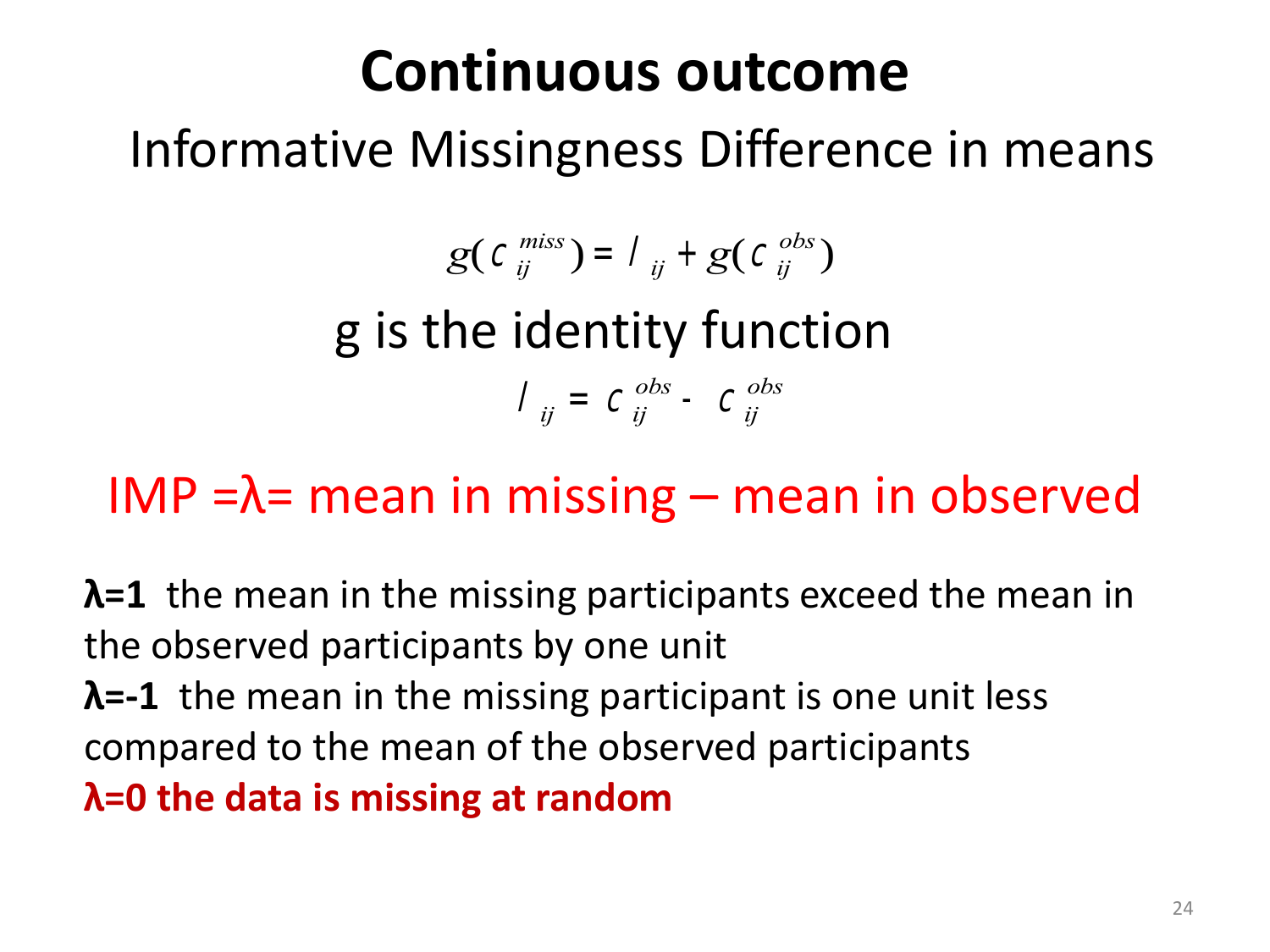# Continuous outcome

## Informative Missingness Difference in means

$$g(c_{ij}^{miss}) = l_{ij} + g(c_{ij}^{obs})$$

g is the identity function

$$l_{ij} = c_{ij}^{obs} - c_{ij}^{obs}$$

IMP =λ= mean in missing – mean in observed

**λ=1** the mean in the missing participants exceed the mean in the observed participants by one unit

**λ=-1** the mean in the missing participant is one unit less compared to the mean of the observed participants

**λ=0 the data is missing at random**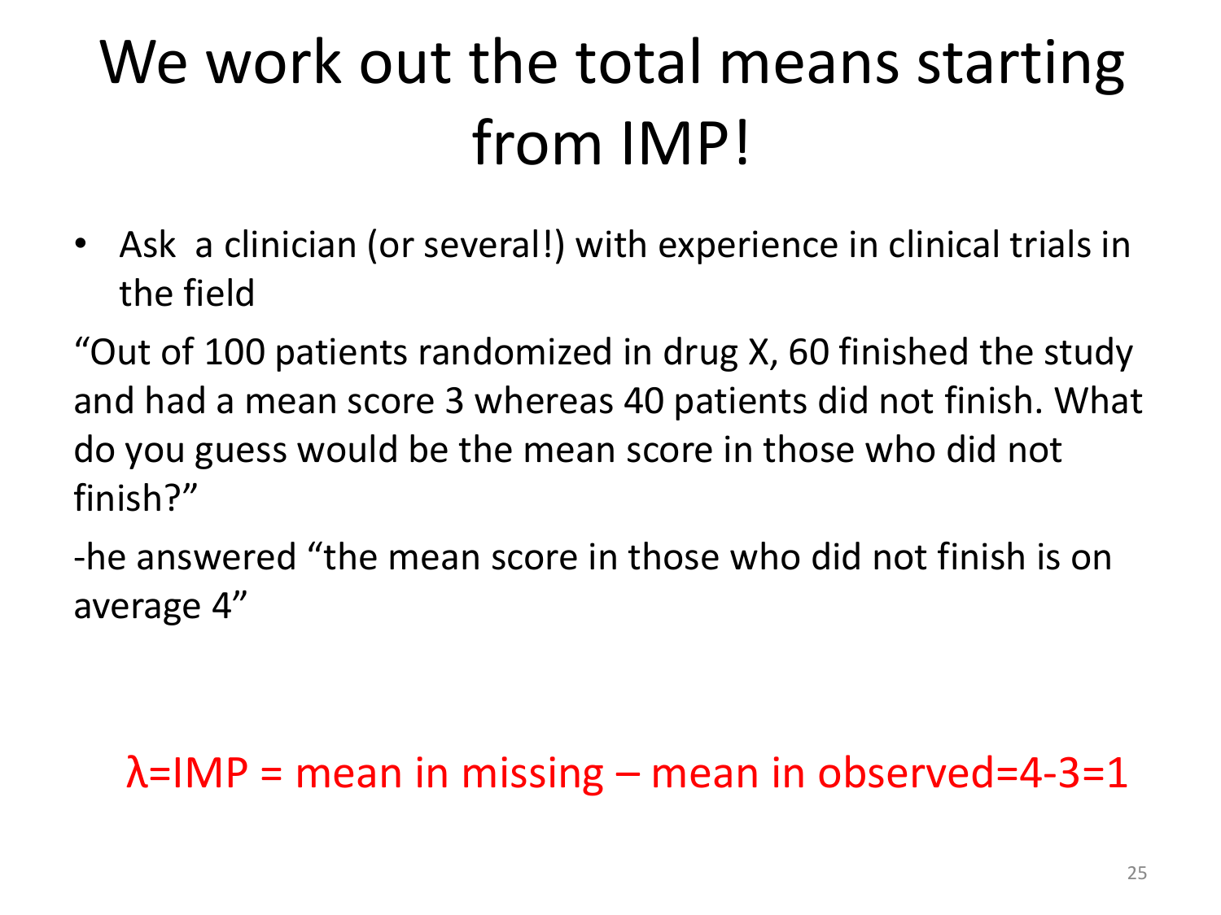# We work out the total means starting from IMP!

- Ask a clinician (or several!) with experience in clinical trials in the field

"Out of 100 patients randomized in drug X, 60 finished the study and had a mean score 3 whereas 40 patients did not finish. What do you guess would be the mean score in those who did not finish?"

-he answered "the mean score in those who did not finish is on average 4"

$\lambda$=IMP = mean in missing – mean in observed=4-3=1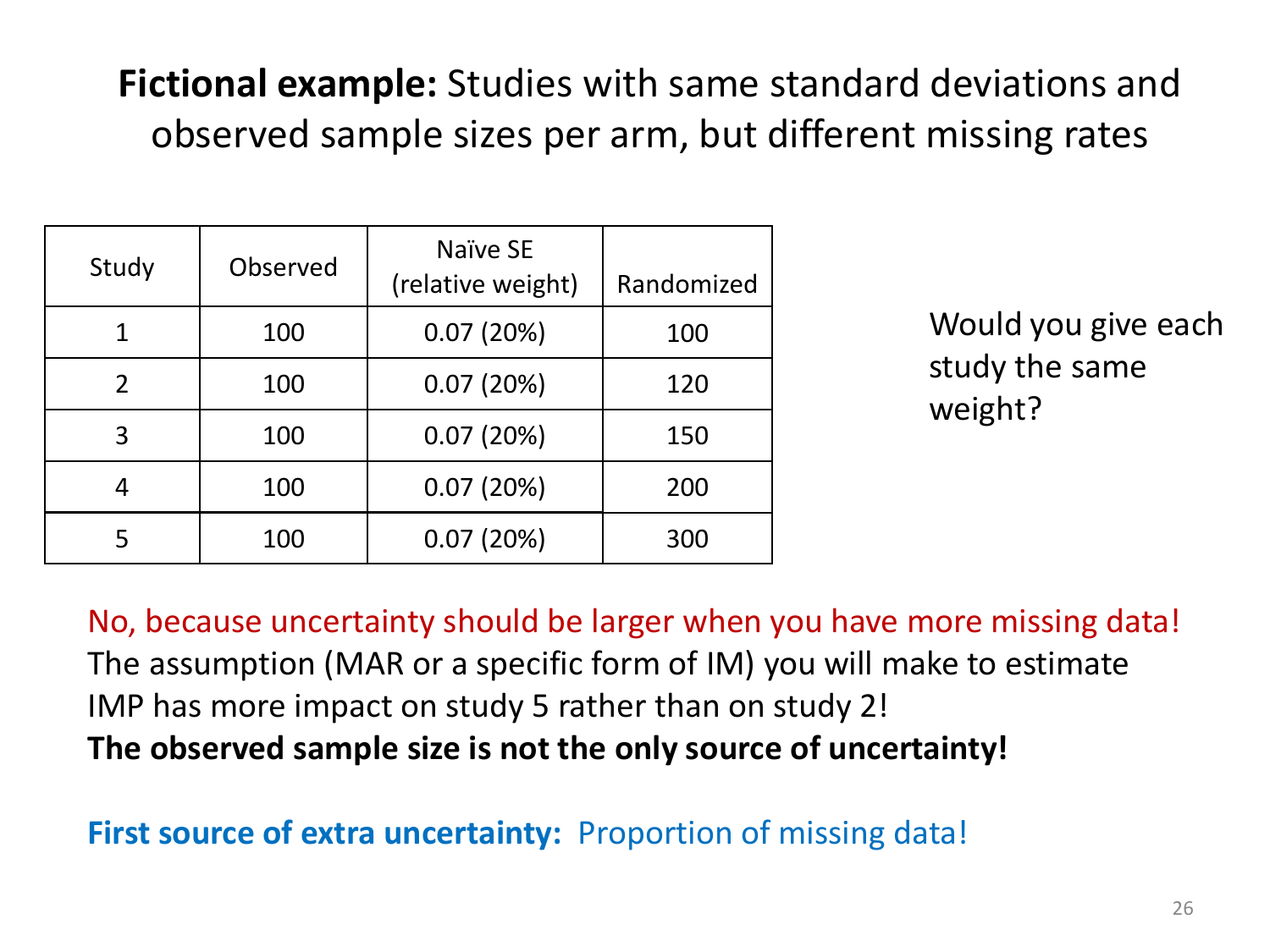**Fictional example:** Studies with same standard deviations and observed sample sizes per arm, but different missing rates

| Study | Observed | Naïve SE (relative weight) | Randomized |
|---|---|---|---|
| 1 | 100 | 0.07 (20%) | 100 |
| 2 | 100 | 0.07 (20%) | 120 |
| 3 | 100 | 0.07 (20%) | 150 |
| 4 | 100 | 0.07 (20%) | 200 |
| 5 | 100 | 0.07 (20%) | 300 |

Would you give each study the same weight?

No, because uncertainty should be larger when you have more missing data!
The assumption (MAR or a specific form of IM) you will make to estimate IMP has more impact on study 5 rather than on study 2!
**The observed sample size is not the only source of uncertainty!**

**First source of extra uncertainty:** Proportion of missing data!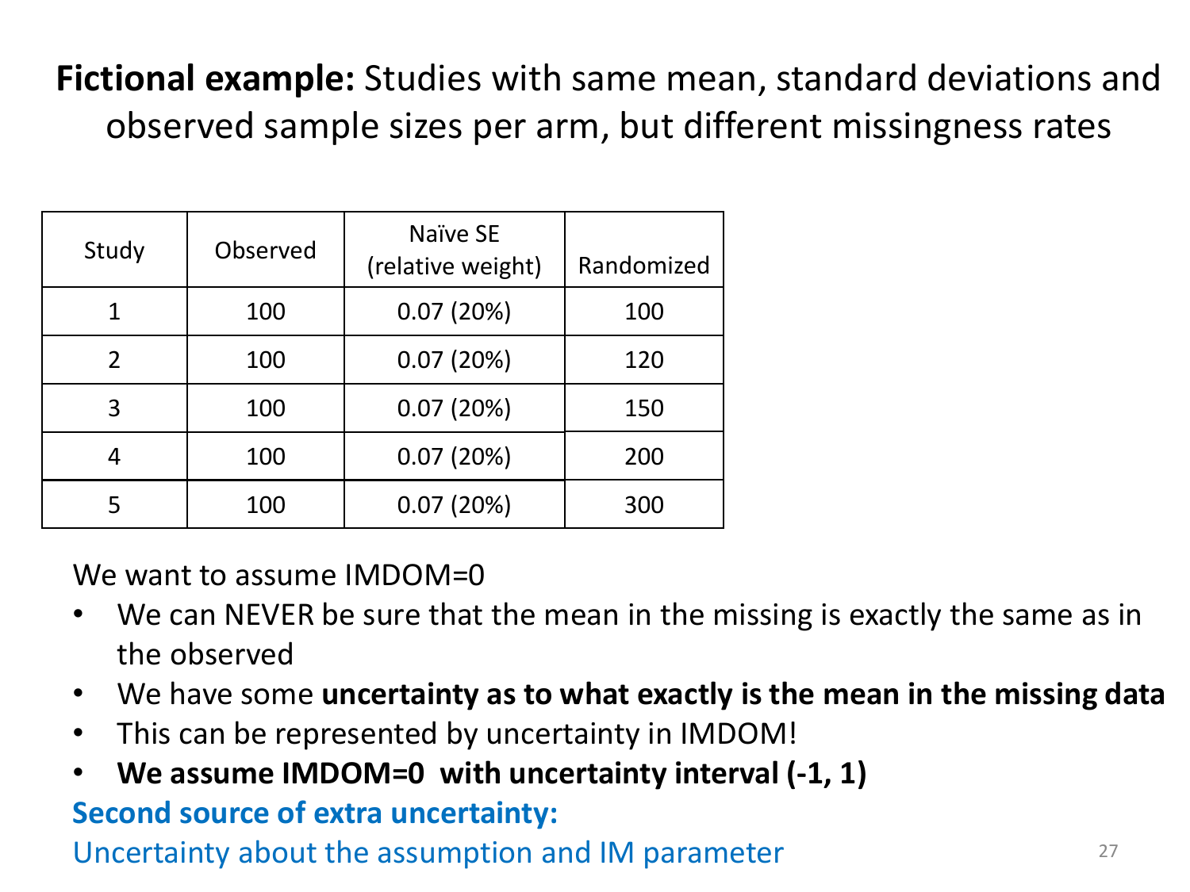# **Fictional example:** Studies with same mean, standard deviations and observed sample sizes per arm, but different missingness rates

| Study | Observed | Naïve SE (relative weight) | Randomized |
|---|---|---|---|
| 1 | 100 | 0.07 (20%) | 100 |
| 2 | 100 | 0.07 (20%) | 120 |
| 3 | 100 | 0.07 (20%) | 150 |
| 4 | 100 | 0.07 (20%) | 200 |
| 5 | 100 | 0.07 (20%) | 300 |

We want to assume IMDOM=0

- We can NEVER be sure that the mean in the missing is exactly the same as in the observed
- We have some **uncertainty as to what exactly is the mean in the missing data**
- This can be represented by uncertainty in IMDOM!
- **We assume IMDOM=0 with uncertainty interval (-1, 1)**

**Second source of extra uncertainty:**

Uncertainty about the assumption and IM parameter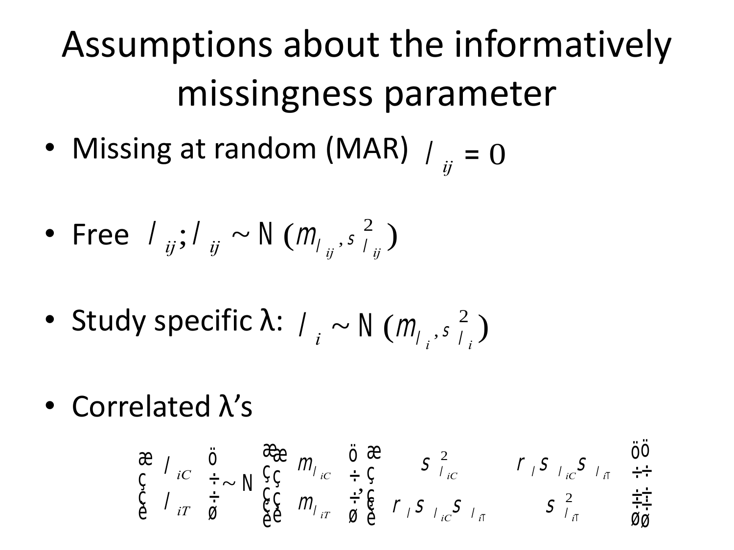# Assumptions about the informatively missingness parameter

- Missing at random (MAR) $\lambda_{ij} = 0$
- Free $\lambda_{ij}; \lambda_{ij} \sim N(\mu_{\lambda_{ij}}, \sigma^2_{\lambda_{ij}})$
- Study specific λ: $\lambda_i \sim N(\mu_{\lambda_i}, \sigma^2_{\lambda_i})$
- Correlated λ's

$$\begin{pmatrix} \lambda_{iC} \\ \lambda_{iT} \end{pmatrix} \sim N\left( \begin{pmatrix} \mu_{\lambda_{iC}} \\ \mu_{\lambda_{iT}} \end{pmatrix}, \begin{pmatrix} \sigma^2_{\lambda_{iC}} & \rho_\lambda \sigma_{\lambda_{iC}} \sigma_{\lambda_{iT}} \\ \rho_\lambda \sigma_{\lambda_{iC}} \sigma_{\lambda_{iT}} & \sigma^2_{\lambda_{iT}} \end{pmatrix} \right)$$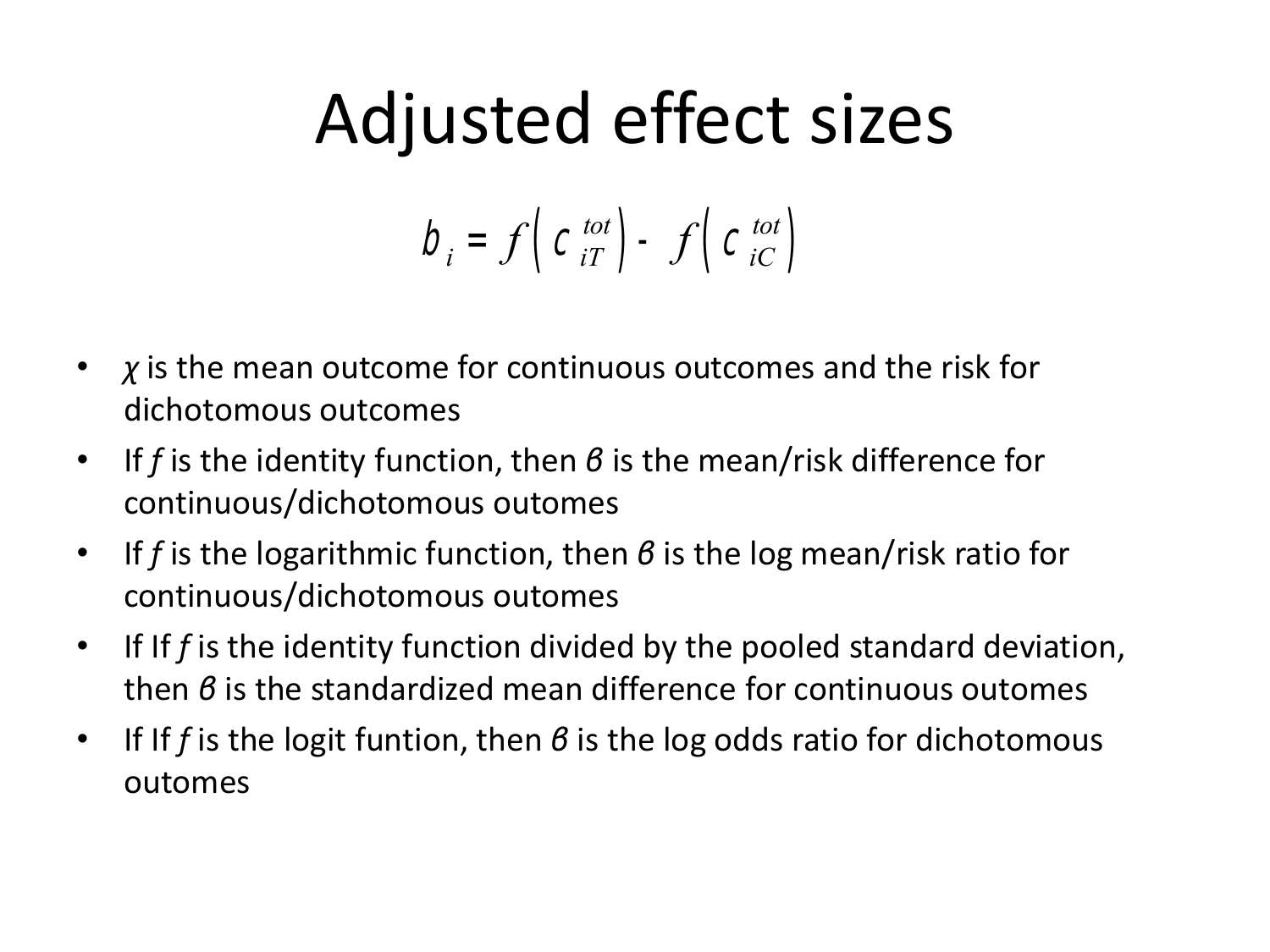# Adjusted effect sizes

$$b_i = f\left(c_{iT}^{tot}\right) - f\left(c_{iC}^{tot}\right)$$

- $\chi$ is the mean outcome for continuous outcomes and the risk for dichotomous outcomes
- If $f$ is the identity function, then $\beta$ is the mean/risk difference for continuous/dichotomous outomes
- If $f$ is the logarithmic function, then $\beta$ is the log mean/risk ratio for continuous/dichotomous outomes
- If If $f$ is the identity function divided by the pooled standard deviation, then $\beta$ is the standardized mean difference for continuous outomes
- If If $f$ is the logit funtion, then $\beta$ is the log odds ratio for dichotomous outomes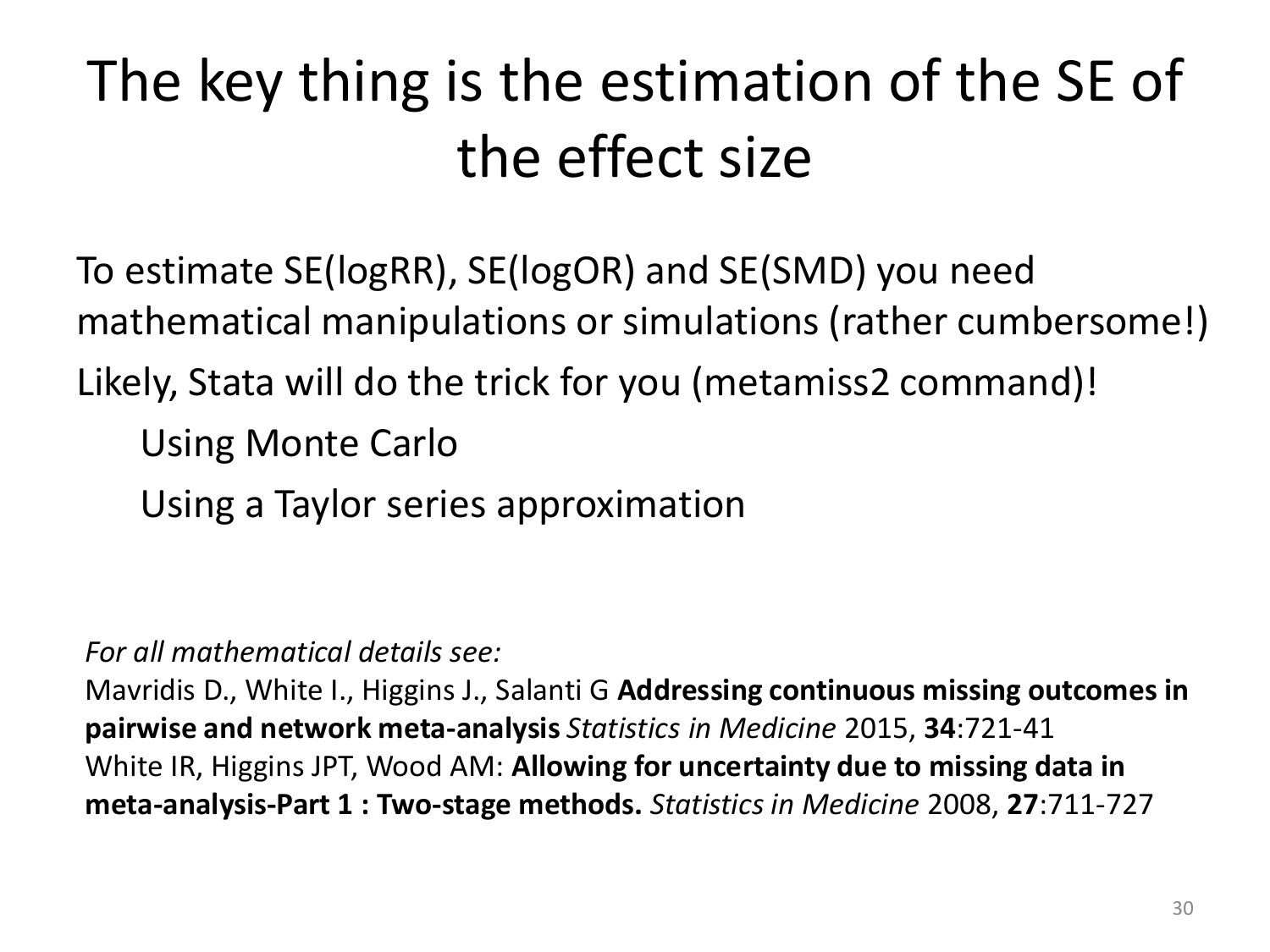# The key thing is the estimation of the SE of the effect size

To estimate SE(logRR), SE(logOR) and SE(SMD) you need mathematical manipulations or simulations (rather cumbersome!)

Likely, Stata will do the trick for you (metamiss2 command)!

- Using Monte Carlo
- Using a Taylor series approximation

*For all mathematical details see:*

Mavridis D., White I., Higgins J., Salanti G **Addressing continuous missing outcomes in pairwise and network meta-analysis** *Statistics in Medicine* 2015, **34**:721-41

White IR, Higgins JPT, Wood AM: **Allowing for uncertainty due to missing data in meta-analysis-Part 1 : Two-stage methods.** *Statistics in Medicine* 2008, **27**:711-727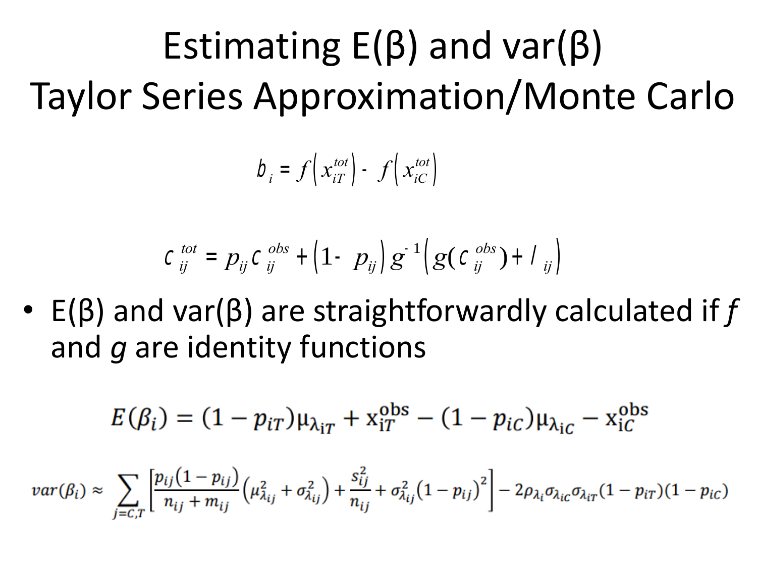# Estimating E(β) and var(β) Taylor Series Approximation/Monte Carlo

$$b_i = f\left(x_{iT}^{tot}\right) - f\left(x_{iC}^{tot}\right)$$

$$c_{ij}^{tot} = p_{ij} c_{ij}^{obs} + \left(1 - p_{ij}\right) g^{-1}\left(g(c_{ij}^{obs}) + l_{ij}\right)$$

- E(β) and var(β) are straightforwardly calculated if *f* and *g* are identity functions

$$E(\beta_i) = (1 - p_{iT})\mu_{\lambda_{iT}} + x_{iT}^{obs} - (1 - p_{iC})\mu_{\lambda_{iC}} - x_{iC}^{obs}$$

$$var(\beta_i) \approx \sum_{j=C,T}\left[\frac{p_{ij}(1-p_{ij})}{n_{ij}+m_{ij}}\left(\mu_{\lambda_{ij}}^2 + \sigma_{\lambda_{ij}}^2\right) + \frac{s_{ij}^2}{n_{ij}} + \sigma_{\lambda_{ij}}^2\left(1-p_{ij}\right)^2\right] - 2\rho_{\lambda_i}\sigma_{\lambda_{iC}}\sigma_{\lambda_{iT}}(1-p_{iT})(1-p_{iC})$$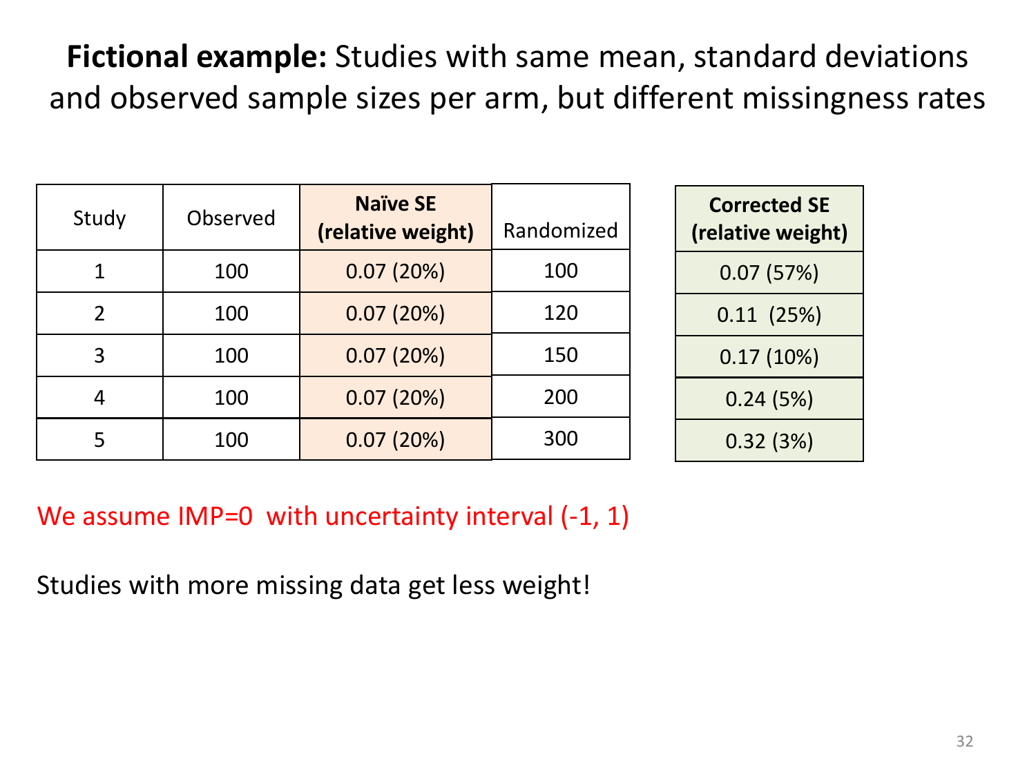**Fictional example:** Studies with same mean, standard deviations and observed sample sizes per arm, but different missingness rates

| Study | Observed | **Naïve SE (relative weight)** | Randomized | **Corrected SE (relative weight)** |
|---|---|---|---|---|
| 1 | 100 | 0.07 (20%) | 100 | 0.07 (57%) |
| 2 | 100 | 0.07 (20%) | 120 | 0.11 (25%) |
| 3 | 100 | 0.07 (20%) | 150 | 0.17 (10%) |
| 4 | 100 | 0.07 (20%) | 200 | 0.24 (5%) |
| 5 | 100 | 0.07 (20%) | 300 | 0.32 (3%) |

We assume IMP=0 with uncertainty interval (-1, 1)

Studies with more missing data get less weight!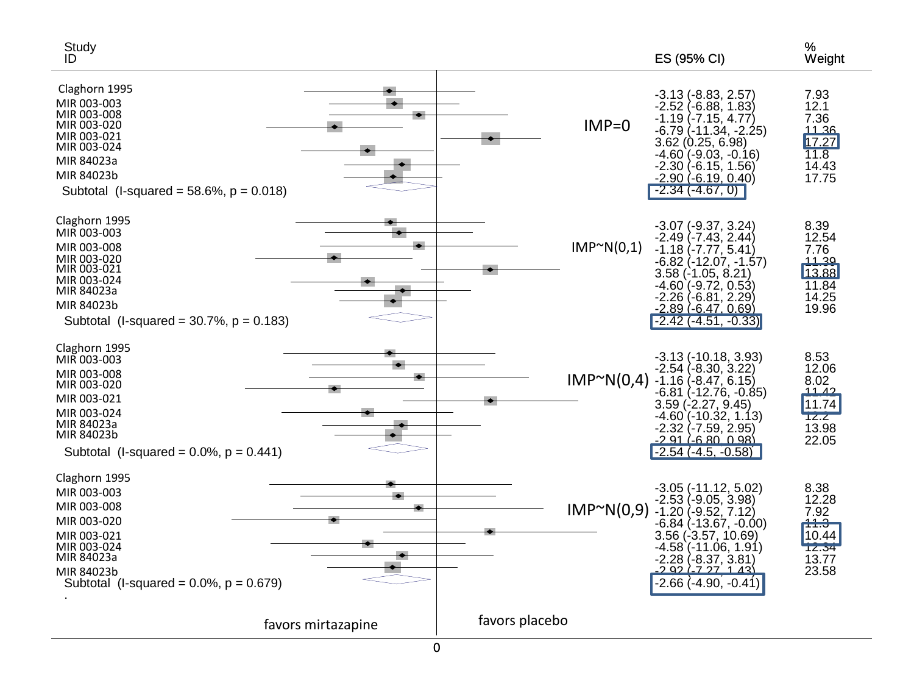| Study ID | ES (95% CI) | % Weight |
|---|---|---|
| **IMP=0** | | |
| Claghorn 1995 | -3.13 (-8.83, 2.57) | 7.93 |
| MIR 003-003 | -2.52 (-6.88, 1.83) | 12.1 |
| MIR 003-008 | -1.19 (-7.15, 4.77) | 7.36 |
| MIR 003-020 | -6.79 (-11.34, -2.25) | 11.36 |
| MIR 003-021 | 3.62 (0.25, 6.98) | 17.27 |
| MIR 003-024 | -4.60 (-9.03, -0.16) | 11.8 |
| MIR 84023a | -2.30 (-6.15, 1.56) | 14.43 |
| MIR 84023b | -2.90 (-6.19, 0.40) | 17.75 |
| Subtotal (I-squared = 58.6%, p = 0.018) | -2.34 (-4.67, 0) | |
| **IMP~N(0,1)** | | |
| Claghorn 1995 | -3.07 (-9.37, 3.24) | 8.39 |
| MIR 003-003 | -2.49 (-7.43, 2.44) | 12.54 |
| MIR 003-008 | -1.18 (-7.77, 5.41) | 7.76 |
| MIR 003-020 | -6.82 (-12.07, -1.57) | 11.39 |
| MIR 003-021 | 3.58 (-1.05, 8.21) | 13.88 |
| MIR 003-024 | -4.60 (-9.72, 0.53) | 11.84 |
| MIR 84023a | -2.26 (-6.81, 2.29) | 14.25 |
| MIR 84023b | -2.89 (-6.47, 0.69) | 19.96 |
| Subtotal (I-squared = 30.7%, p = 0.183) | -2.42 (-4.51, -0.33) | |
| **IMP~N(0,4)** | | |
| Claghorn 1995 | -3.13 (-10.18, 3.93) | 8.53 |
| MIR 003-003 | -2.54 (-8.30, 3.22) | 12.06 |
| MIR 003-008 | -1.16 (-8.47, 6.15) | 8.02 |
| MIR 003-020 | -6.81 (-12.76, -0.85) | 11.42 |
| MIR 003-021 | 3.59 (-2.27, 9.45) | 11.74 |
| MIR 003-024 | -4.60 (-10.32, 1.13) | 12.2 |
| MIR 84023a | -2.32 (-7.59, 2.95) | 13.98 |
| MIR 84023b | -2.91 (-6.80, 0.98) | 22.05 |
| Subtotal (I-squared = 0.0%, p = 0.441) | -2.54 (-4.5, -0.58) | |
| **IMP~N(0,9)** | | |
| Claghorn 1995 | -3.05 (-11.12, 5.02) | 8.38 |
| MIR 003-003 | -2.53 (-9.05, 3.98) | 12.28 |
| MIR 003-008 | -1.20 (-9.52, 7.12) | 7.92 |
| MIR 003-020 | -6.84 (-13.67, -0.00) | 11.3 |
| MIR 003-021 | 3.56 (-3.57, 10.69) | 10.44 |
| MIR 003-024 | -4.58 (-11.06, 1.91) | 12.34 |
| MIR 84023a | -2.28 (-8.37, 3.81) | 13.77 |
| MIR 84023b | -2.92 (-7.27, 1.43) | 23.58 |
| Subtotal (I-squared = 0.0%, p = 0.679) | -2.66 (-4.90, -0.41) | |

favors mirtazapine — 0 — favors placebo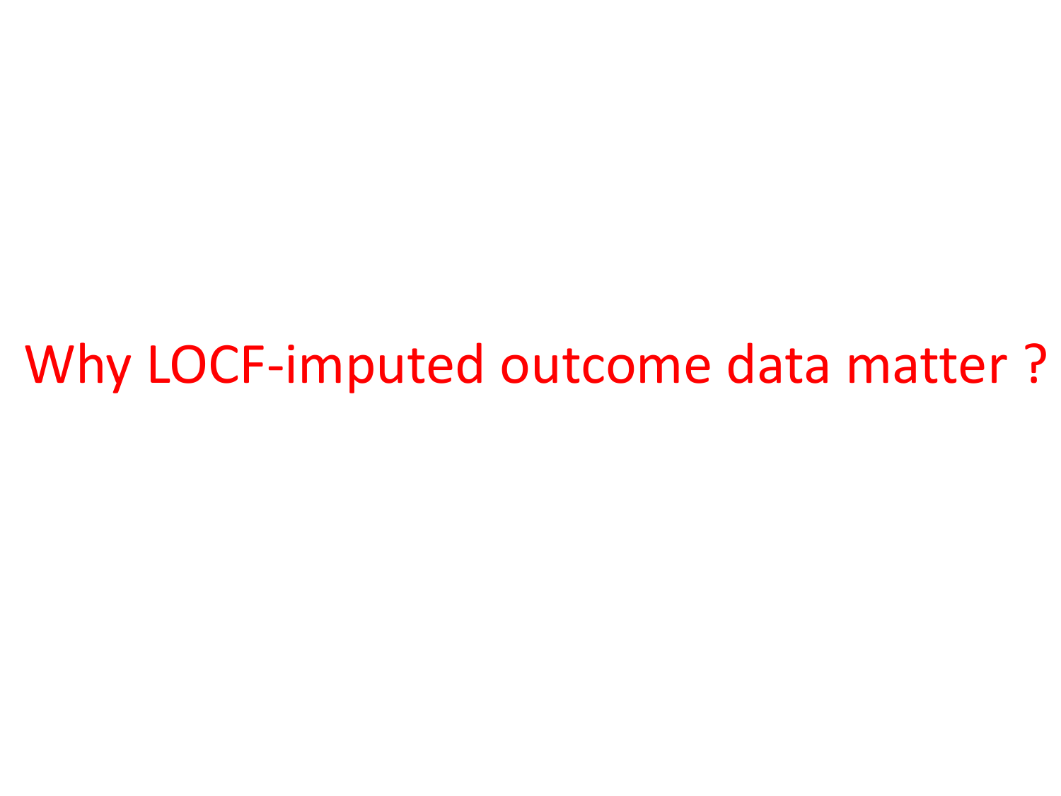# Why LOCF-imputed outcome data matter ?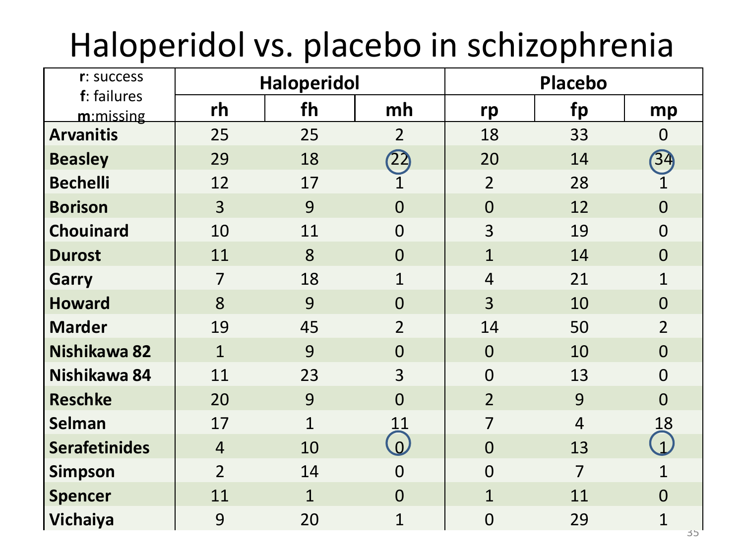# Haloperidol vs. placebo in schizophrenia

| **r**: success<br>**f**: failures<br>**m**:missing | Haloperidol | | | Placebo | | |
|---|---|---|---|---|---|---|
| | **rh** | **fh** | **mh** | **rp** | **fp** | **mp** |
| **Arvanitis** | 25 | 25 | 2 | 18 | 33 | 0 |
| **Beasley** | 29 | 18 | 22 | 20 | 14 | 34 |
| **Bechelli** | 12 | 17 | 1 | 2 | 28 | 1 |
| **Borison** | 3 | 9 | 0 | 0 | 12 | 0 |
| **Chouinard** | 10 | 11 | 0 | 3 | 19 | 0 |
| **Durost** | 11 | 8 | 0 | 1 | 14 | 0 |
| **Garry** | 7 | 18 | 1 | 4 | 21 | 1 |
| **Howard** | 8 | 9 | 0 | 3 | 10 | 0 |
| **Marder** | 19 | 45 | 2 | 14 | 50 | 2 |
| **Nishikawa 82** | 1 | 9 | 0 | 0 | 10 | 0 |
| **Nishikawa 84** | 11 | 23 | 3 | 0 | 13 | 0 |
| **Reschke** | 20 | 9 | 0 | 2 | 9 | 0 |
| **Selman** | 17 | 1 | 11 | 7 | 4 | 18 |
| **Serafetinides** | 4 | 10 | 0 | 0 | 13 | 1 |
| **Simpson** | 2 | 14 | 0 | 0 | 7 | 1 |
| **Spencer** | 11 | 1 | 0 | 1 | 11 | 0 |
| **Vichaiya** | 9 | 20 | 1 | 0 | 29 | 1 |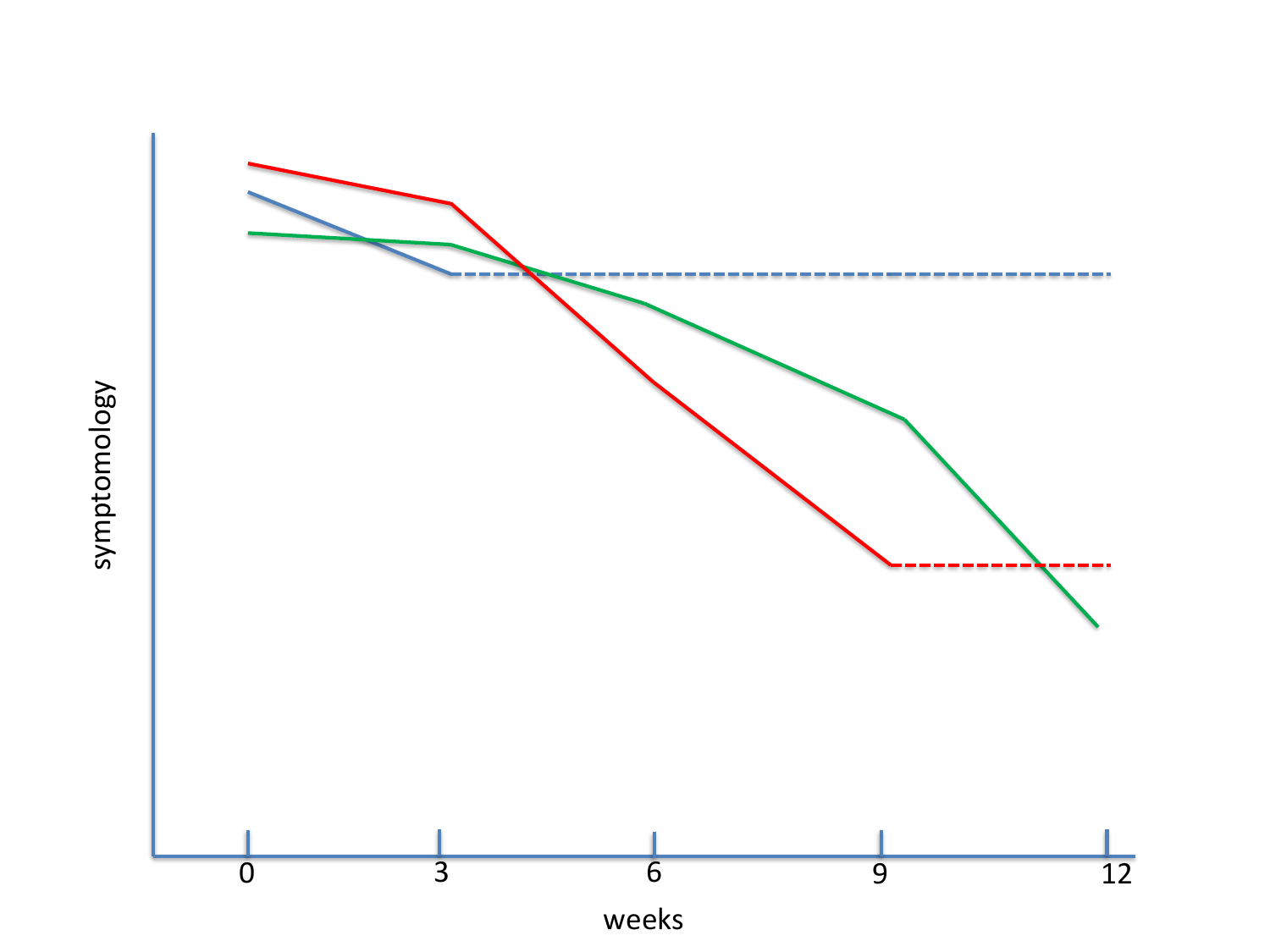symptomology

0 3 6 9 12

weeks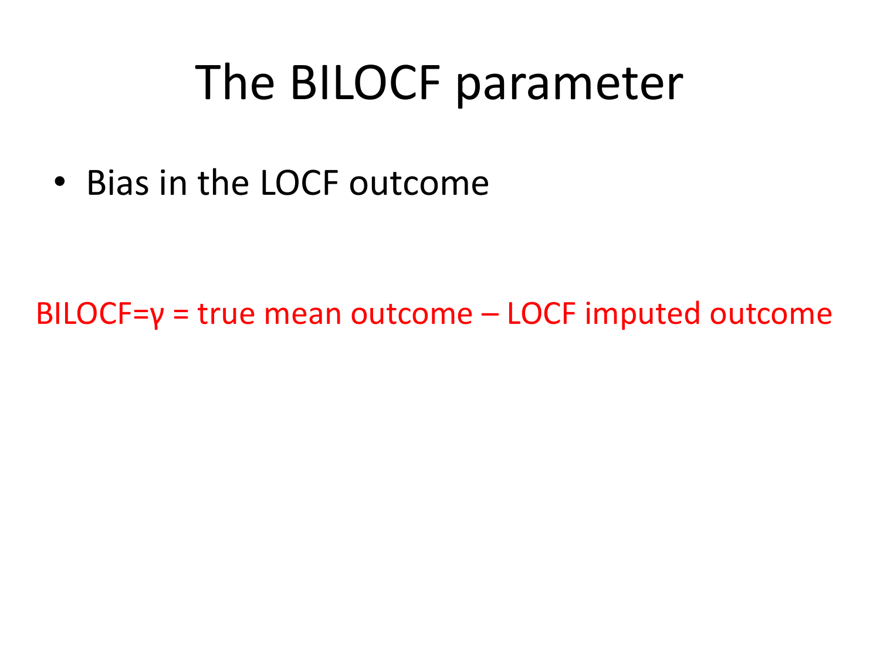# The BILOCF parameter

- Bias in the LOCF outcome

BILOCF=$\gamma$ = true mean outcome – LOCF imputed outcome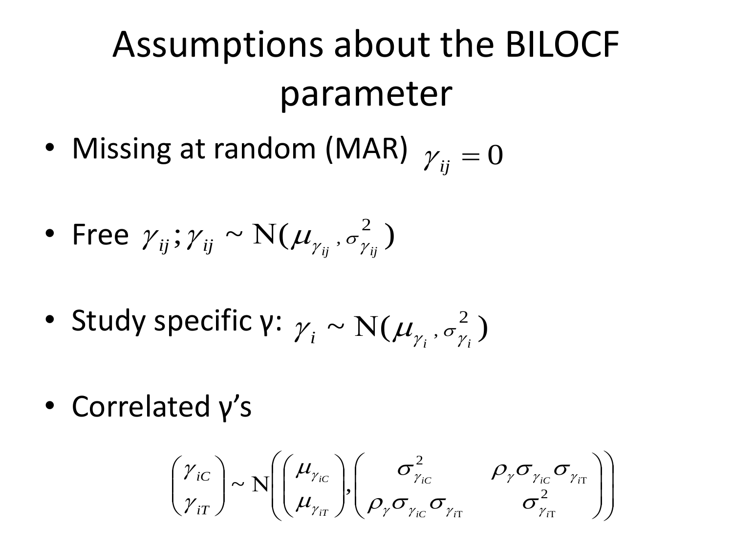# Assumptions about the BILOCF parameter

- Missing at random (MAR) $\gamma_{ij} = 0$

- Free $\gamma_{ij}; \gamma_{ij} \sim \mathrm{N}(\mu_{\gamma_{ij}}, \sigma^2_{\gamma_{ij}})$

- Study specific γ: $\gamma_i \sim \mathrm{N}(\mu_{\gamma_i}, \sigma^2_{\gamma_i})$

- Correlated γ's

$$\begin{pmatrix} \gamma_{iC} \\ \gamma_{iT} \end{pmatrix} \sim \mathrm{N}\left( \begin{pmatrix} \mu_{\gamma_{iC}} \\ \mu_{\gamma_{iT}} \end{pmatrix}, \begin{pmatrix} \sigma^2_{\gamma_{iC}} & \rho_\gamma \sigma_{\gamma_{iC}} \sigma_{\gamma_{iT}} \\ \rho_\gamma \sigma_{\gamma_{iC}} \sigma_{\gamma_{iT}} & \sigma^2_{\gamma_{iT}} \end{pmatrix} \right)$$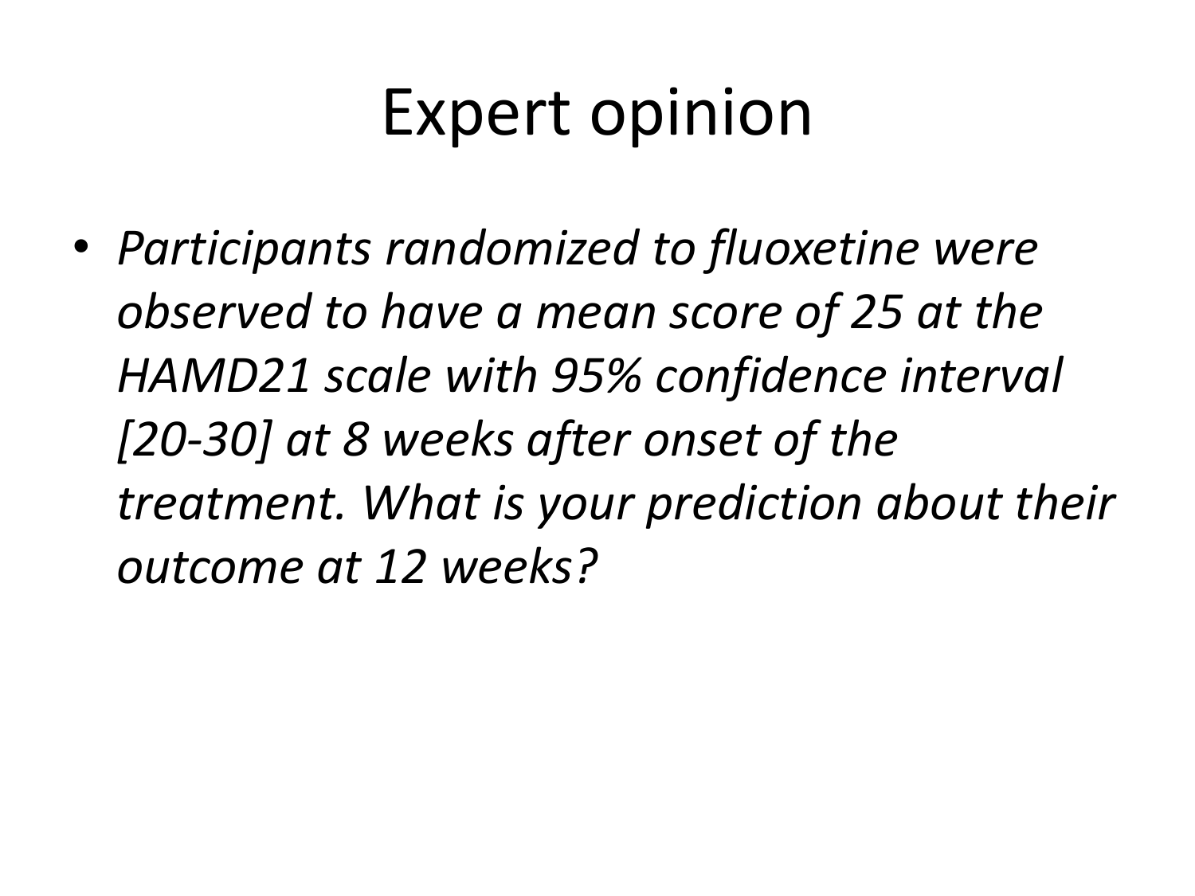# Expert opinion

- *Participants randomized to fluoxetine were observed to have a mean score of 25 at the HAMD21 scale with 95% confidence interval [20-30] at 8 weeks after onset of the treatment. What is your prediction about their outcome at 12 weeks?*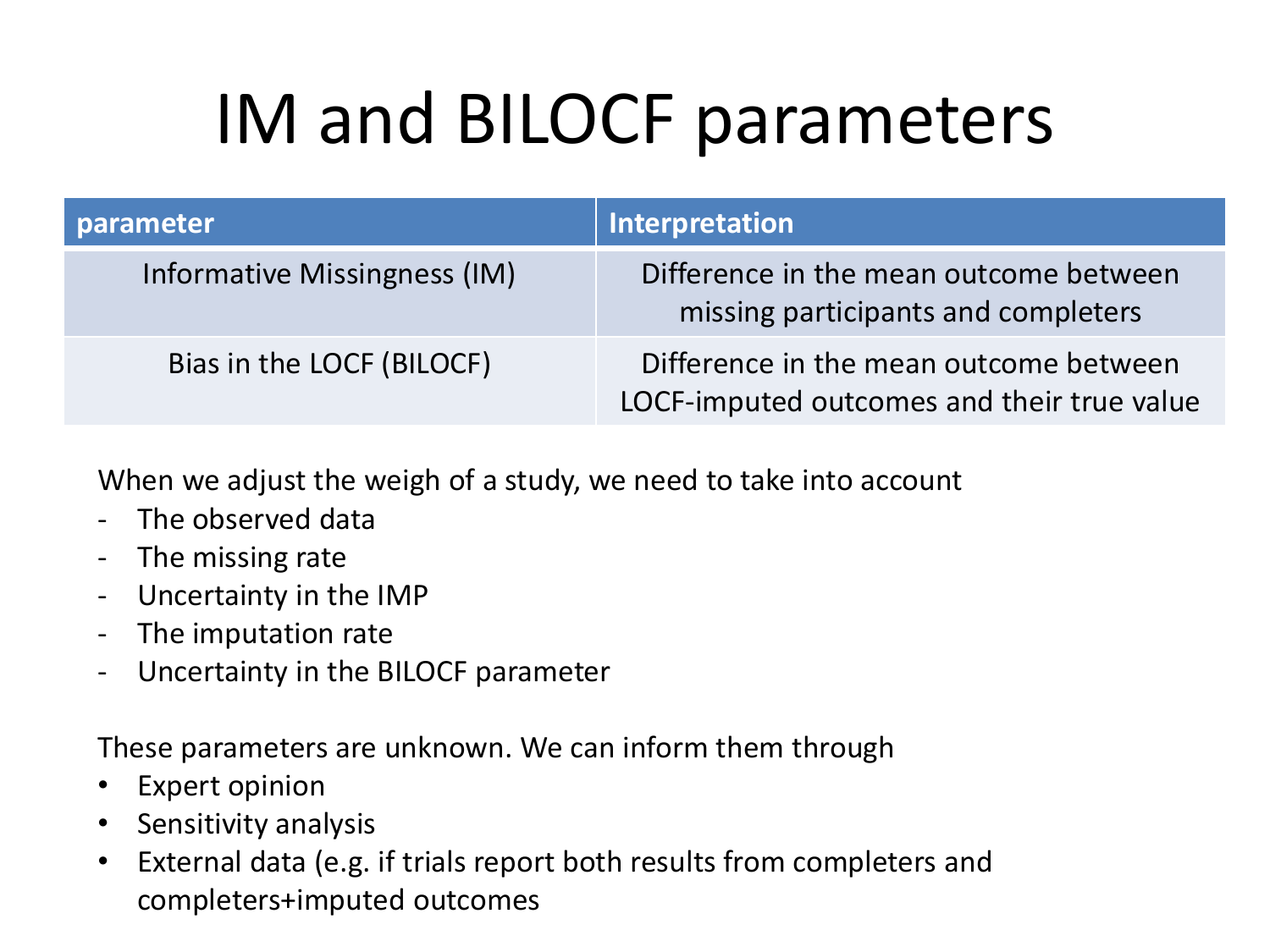# IM and BILOCF parameters

| parameter | Interpretation |
| --- | --- |
| Informative Missingness (IM) | Difference in the mean outcome between missing participants and completers |
| Bias in the LOCF (BILOCF) | Difference in the mean outcome between LOCF-imputed outcomes and their true value |

When we adjust the weigh of a study, we need to take into account

- The observed data
- The missing rate
- Uncertainty in the IMP
- The imputation rate
- Uncertainty in the BILOCF parameter

These parameters are unknown. We can inform them through

- Expert opinion
- Sensitivity analysis
- External data (e.g. if trials report both results from completers and completers+imputed outcomes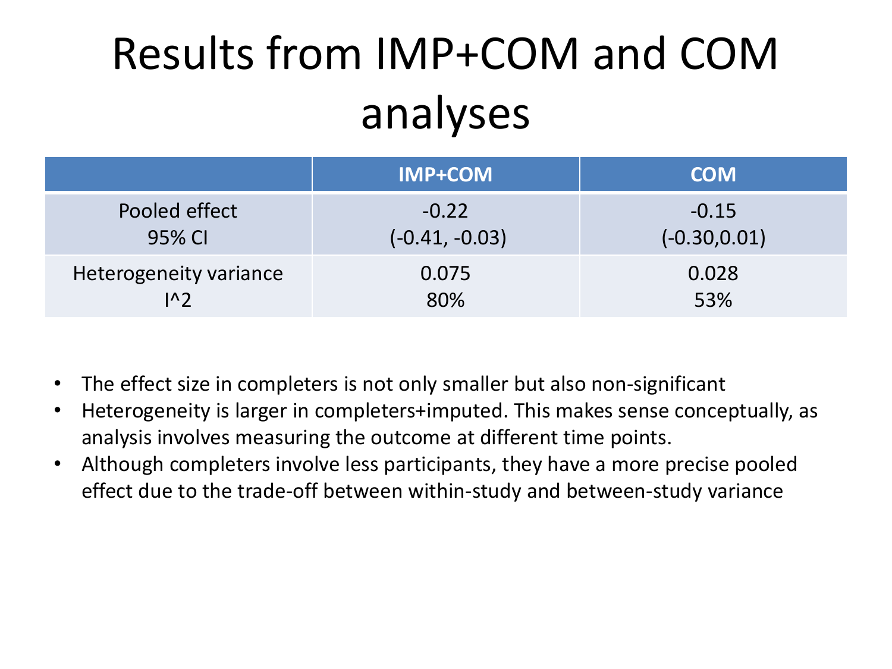# Results from IMP+COM and COM analyses

| | IMP+COM | COM |
|---|---|---|
| Pooled effect<br>95% CI | -0.22<br>(-0.41, -0.03) | -0.15<br>(-0.30,0.01) |
| Heterogeneity variance<br>I^2 | 0.075<br>80% | 0.028<br>53% |

- The effect size in completers is not only smaller but also non-significant
- Heterogeneity is larger in completers+imputed. This makes sense conceptually, as analysis involves measuring the outcome at different time points.
- Although completers involve less participants, they have a more precise pooled effect due to the trade-off between within-study and between-study variance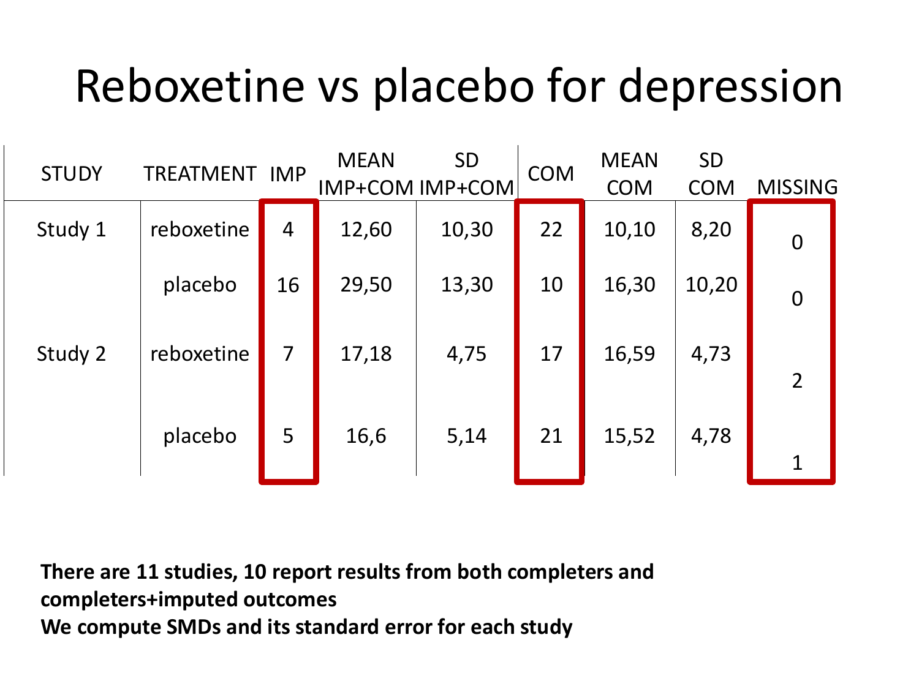# Reboxetine vs placebo for depression

| STUDY | TREATMENT | IMP | MEAN IMP+COM | SD IMP+COM | COM | MEAN COM | SD COM | MISSING |
|---|---|---|---|---|---|---|---|---|
| Study 1 | reboxetine | 4 | 12,60 | 10,30 | 22 | 10,10 | 8,20 | 0 |
| | placebo | 16 | 29,50 | 13,30 | 10 | 16,30 | 10,20 | 0 |
| Study 2 | reboxetine | 7 | 17,18 | 4,75 | 17 | 16,59 | 4,73 | 2 |
| | placebo | 5 | 16,6 | 5,14 | 21 | 15,52 | 4,78 | 1 |

**There are 11 studies, 10 report results from both completers and completers+imputed outcomes**
**We compute SMDs and its standard error for each study**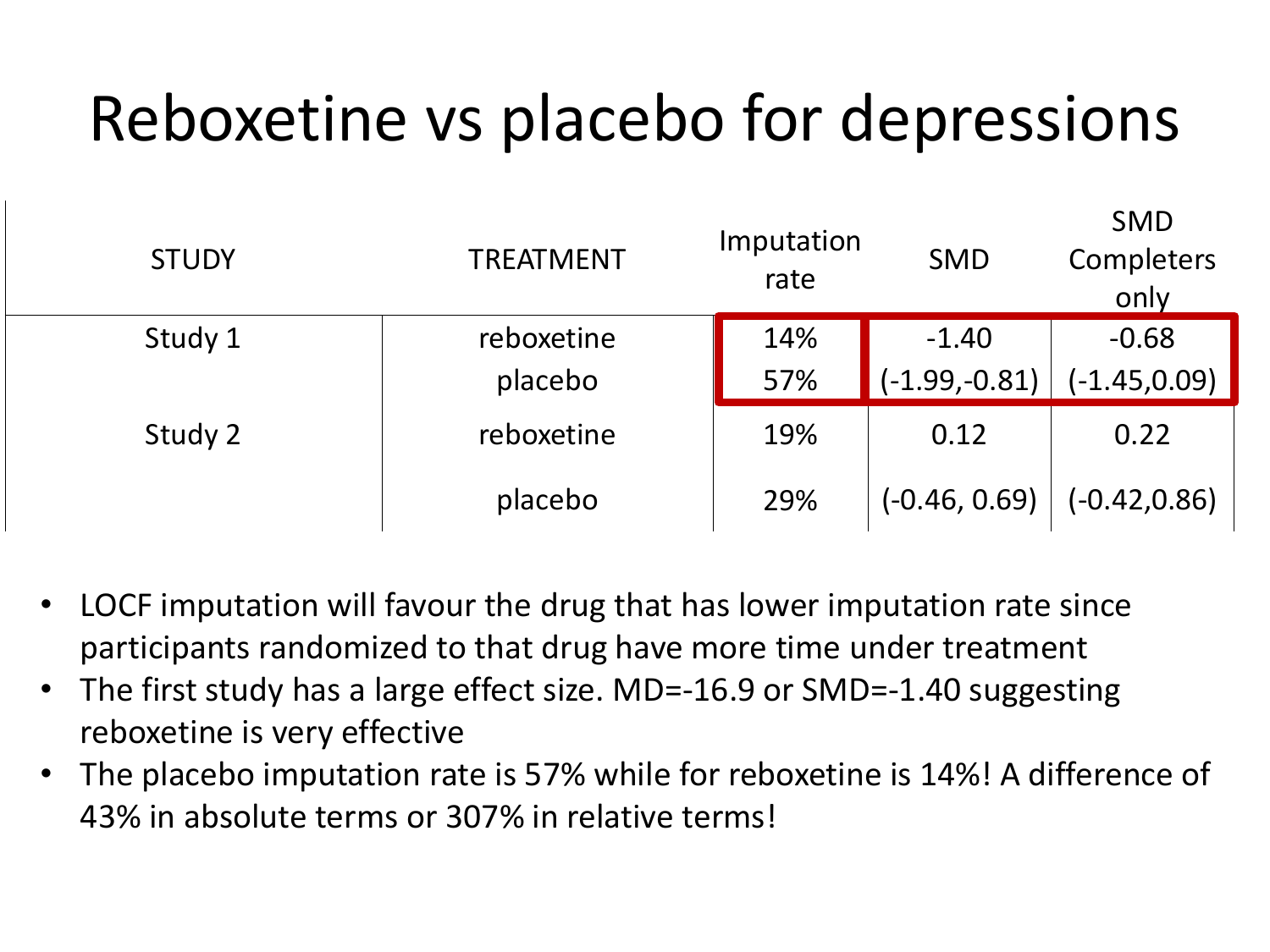# Reboxetine vs placebo for depressions

| STUDY | TREATMENT | Imputation rate | SMD | SMD Completers only |
|---|---|---|---|---|
| Study 1 | reboxetine | 14% | -1.40 | -0.68 |
| | placebo | 57% | (-1.99,-0.81) | (-1.45,0.09) |
| Study 2 | reboxetine | 19% | 0.12 | 0.22 |
| | placebo | 29% | (-0.46, 0.69) | (-0.42,0.86) |

- LOCF imputation will favour the drug that has lower imputation rate since participants randomized to that drug have more time under treatment
- The first study has a large effect size. MD=-16.9 or SMD=-1.40 suggesting reboxetine is very effective
- The placebo imputation rate is 57% while for reboxetine is 14%! A difference of 43% in absolute terms or 307% in relative terms!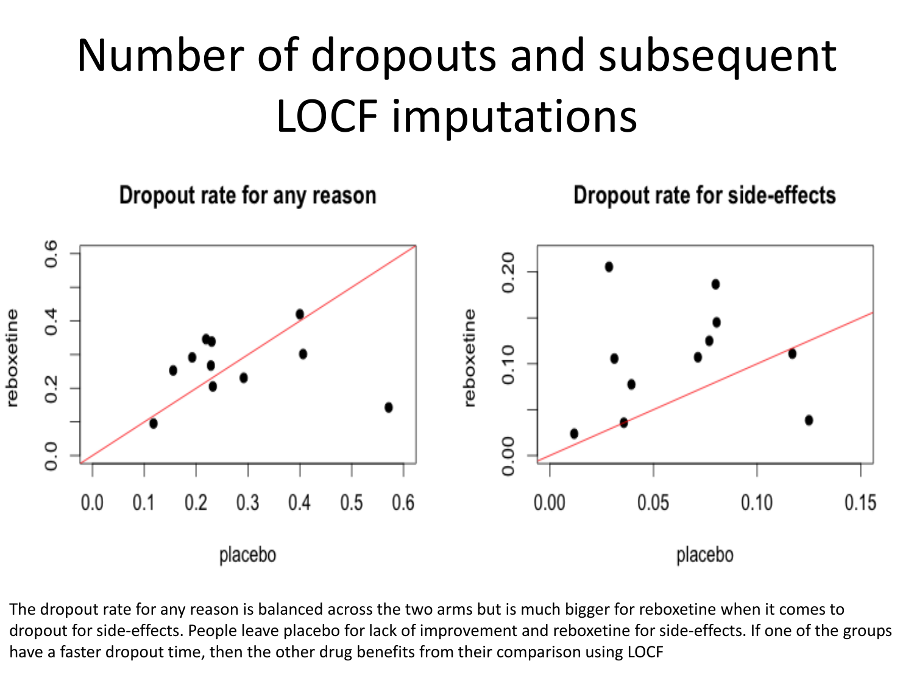# Number of dropouts and subsequent LOCF imputations

**Dropout rate for any reason**

**Dropout rate for side-effects**

The dropout rate for any reason is balanced across the two arms but is much bigger for reboxetine when it comes to dropout for side-effects. People leave placebo for lack of improvement and reboxetine for side-effects. If one of the groups have a faster dropout time, then the other drug benefits from their comparison using LOCF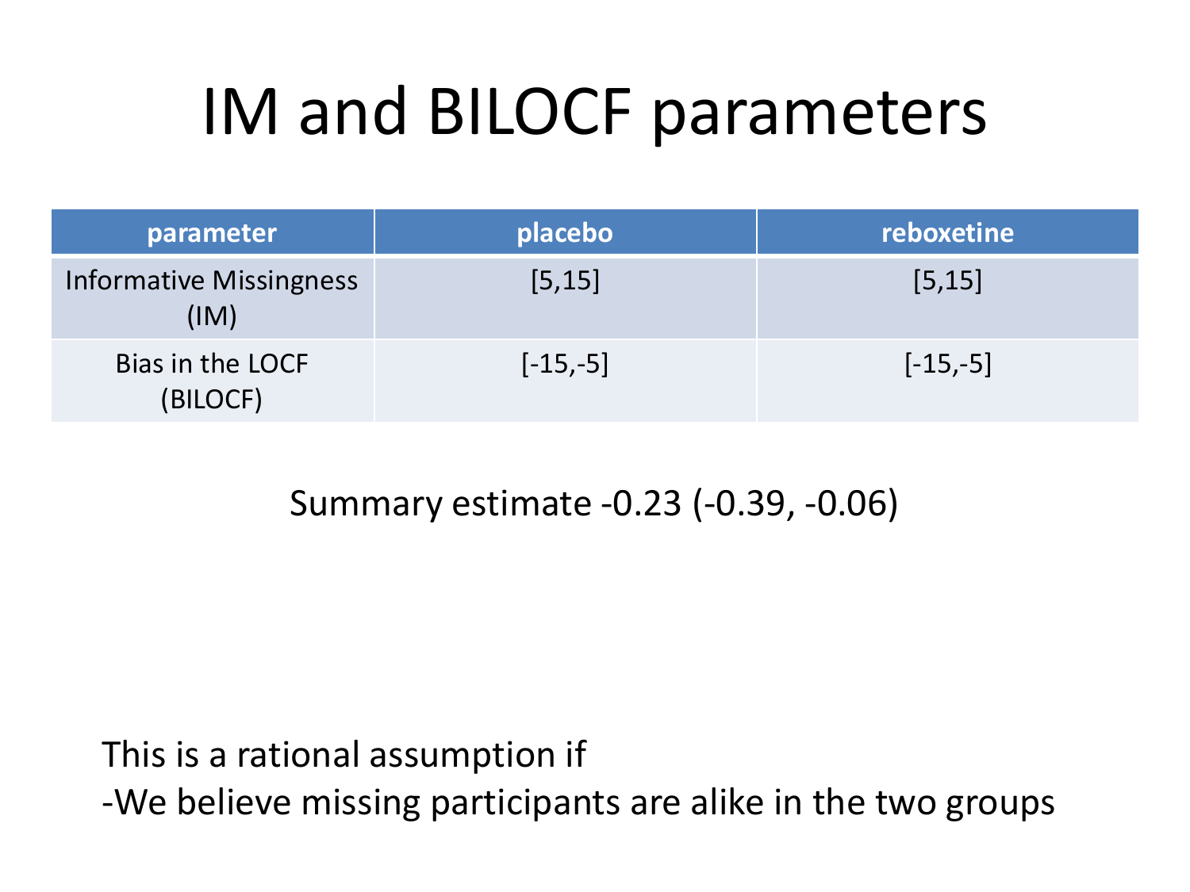# IM and BILOCF parameters

| parameter | placebo | reboxetine |
|---|---|---|
| Informative Missingness (IM) | [5,15] | [5,15] |
| Bias in the LOCF (BILOCF) | [-15,-5] | [-15,-5] |

Summary estimate -0.23 (-0.39, -0.06)

This is a rational assumption if

-We believe missing participants are alike in the two groups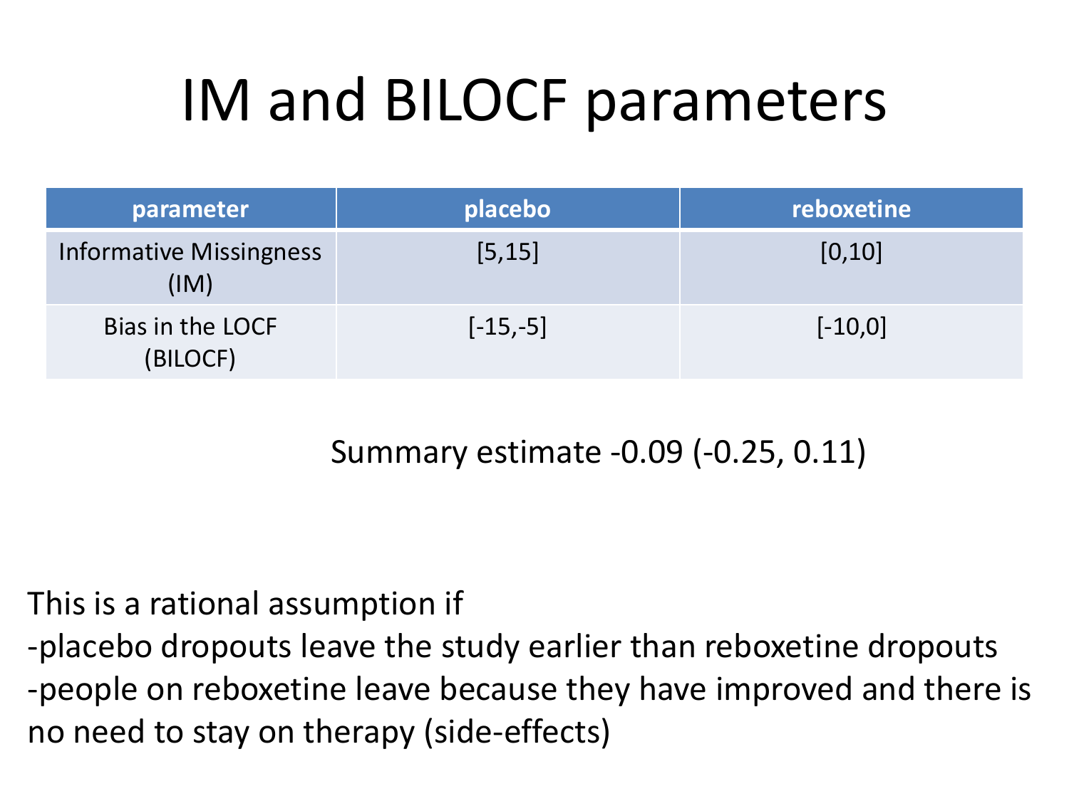# IM and BILOCF parameters

| parameter | placebo | reboxetine |
|---|---|---|
| Informative Missingness (IM) | [5,15] | [0,10] |
| Bias in the LOCF (BILOCF) | [-15,-5] | [-10,0] |

Summary estimate -0.09 (-0.25, 0.11)

This is a rational assumption if

-placebo dropouts leave the study earlier than reboxetine dropouts

-people on reboxetine leave because they have improved and there is no need to stay on therapy (side-effects)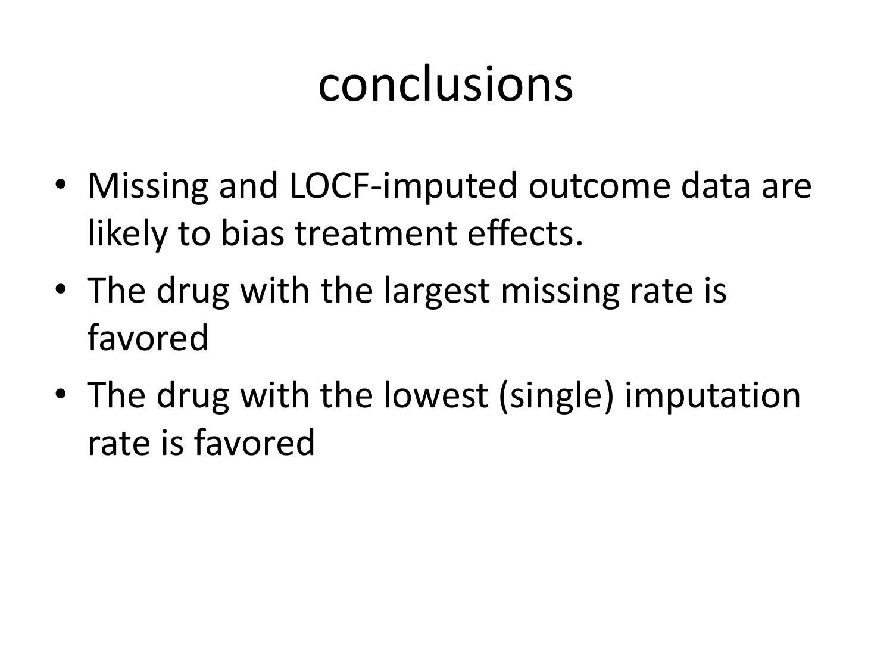# conclusions

- Missing and LOCF-imputed outcome data are likely to bias treatment effects.
- The drug with the largest missing rate is favored
- The drug with the lowest (single) imputation rate is favored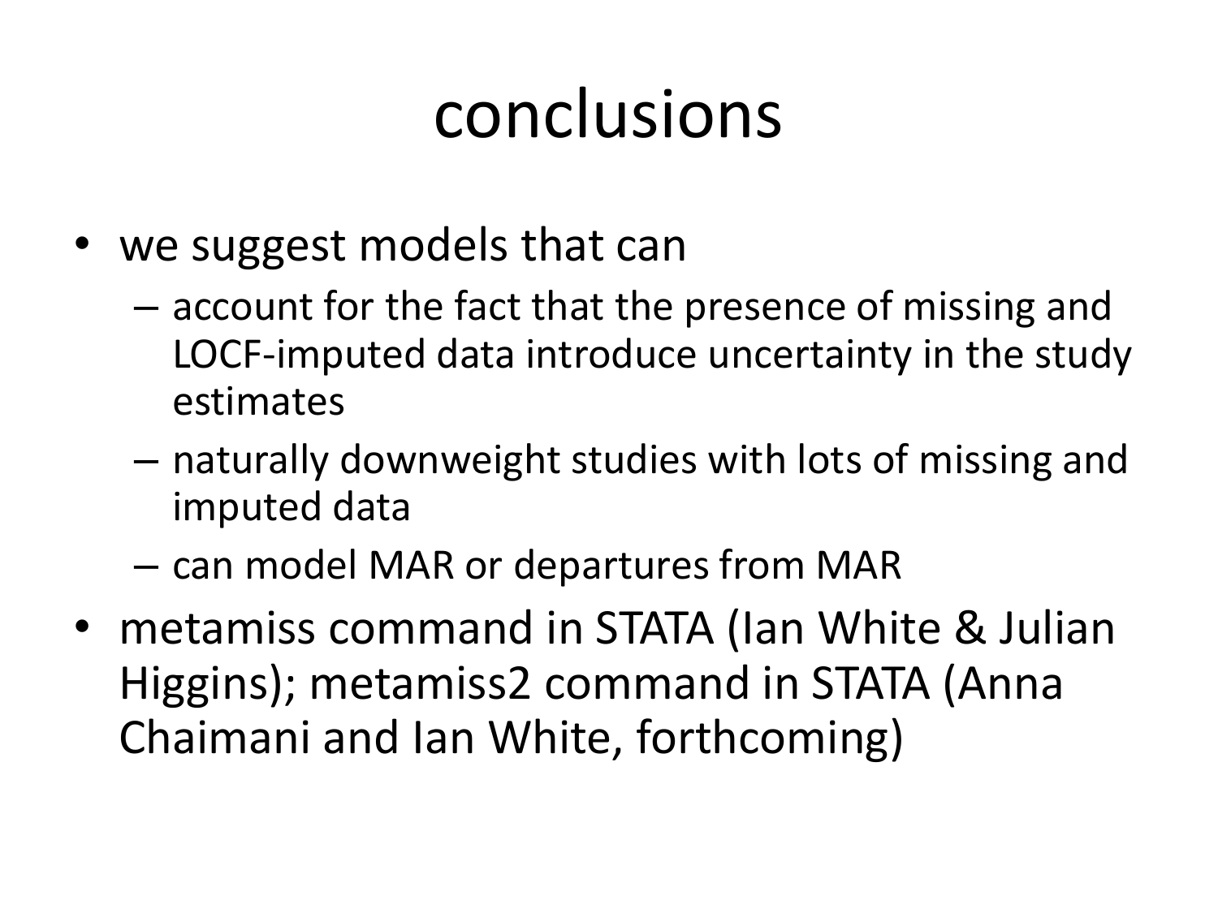# conclusions

- we suggest models that can
  - account for the fact that the presence of missing and LOCF-imputed data introduce uncertainty in the study estimates
  - naturally downweight studies with lots of missing and imputed data
  - can model MAR or departures from MAR
- metamiss command in STATA (Ian White & Julian Higgins); metamiss2 command in STATA (Anna Chaimani and Ian White, forthcoming)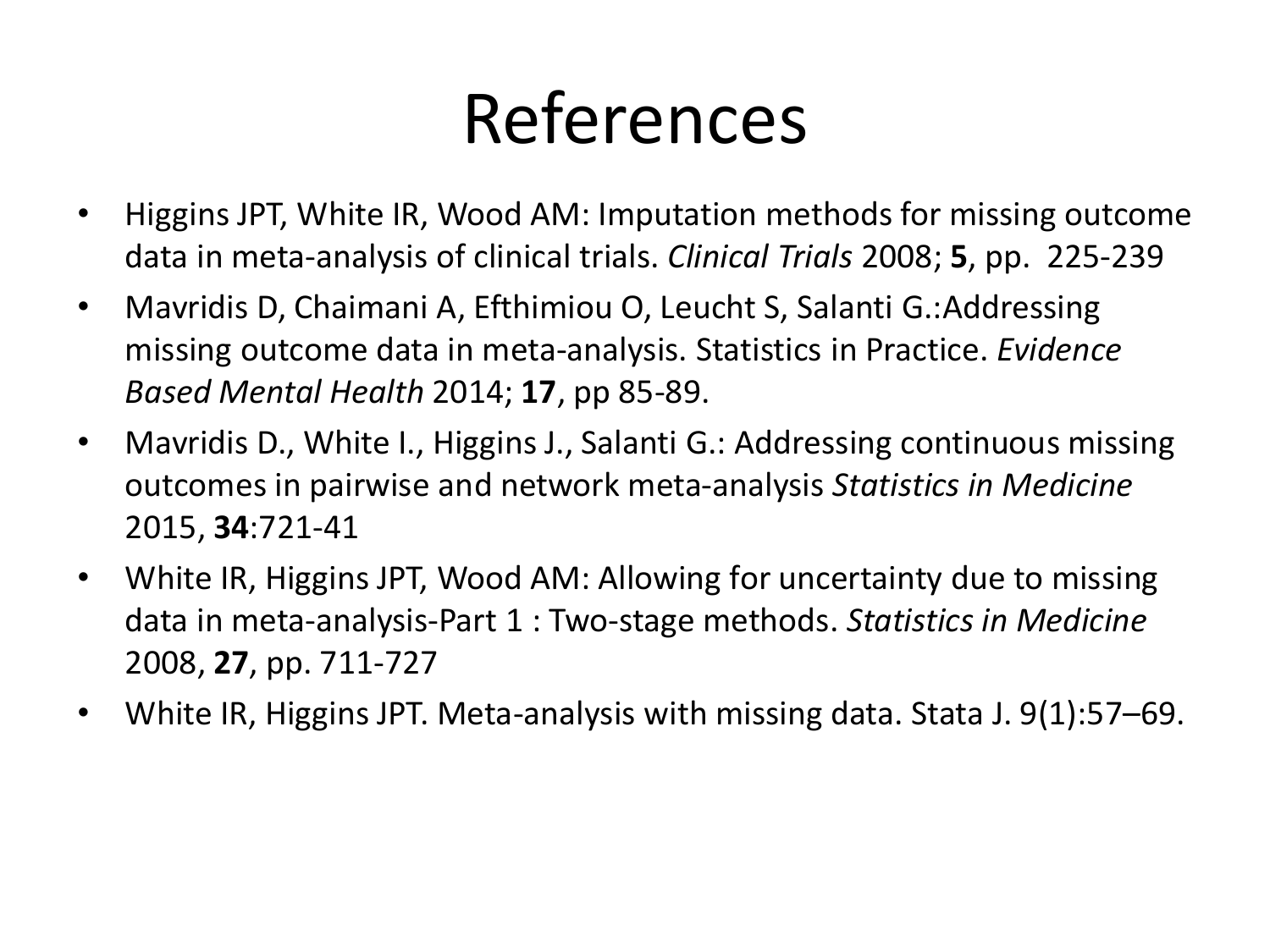# References

- Higgins JPT, White IR, Wood AM: Imputation methods for missing outcome data in meta-analysis of clinical trials. *Clinical Trials* 2008; **5**, pp. 225-239
- Mavridis D, Chaimani A, Efthimiou O, Leucht S, Salanti G.:Addressing missing outcome data in meta-analysis. Statistics in Practice. *Evidence Based Mental Health* 2014; **17**, pp 85-89.
- Mavridis D., White I., Higgins J., Salanti G.: Addressing continuous missing outcomes in pairwise and network meta-analysis *Statistics in Medicine* 2015, **34**:721-41
- White IR, Higgins JPT, Wood AM: Allowing for uncertainty due to missing data in meta-analysis-Part 1 : Two-stage methods. *Statistics in Medicine* 2008, **27**, pp. 711-727
- White IR, Higgins JPT. Meta-analysis with missing data. Stata J. 9(1):57–69.